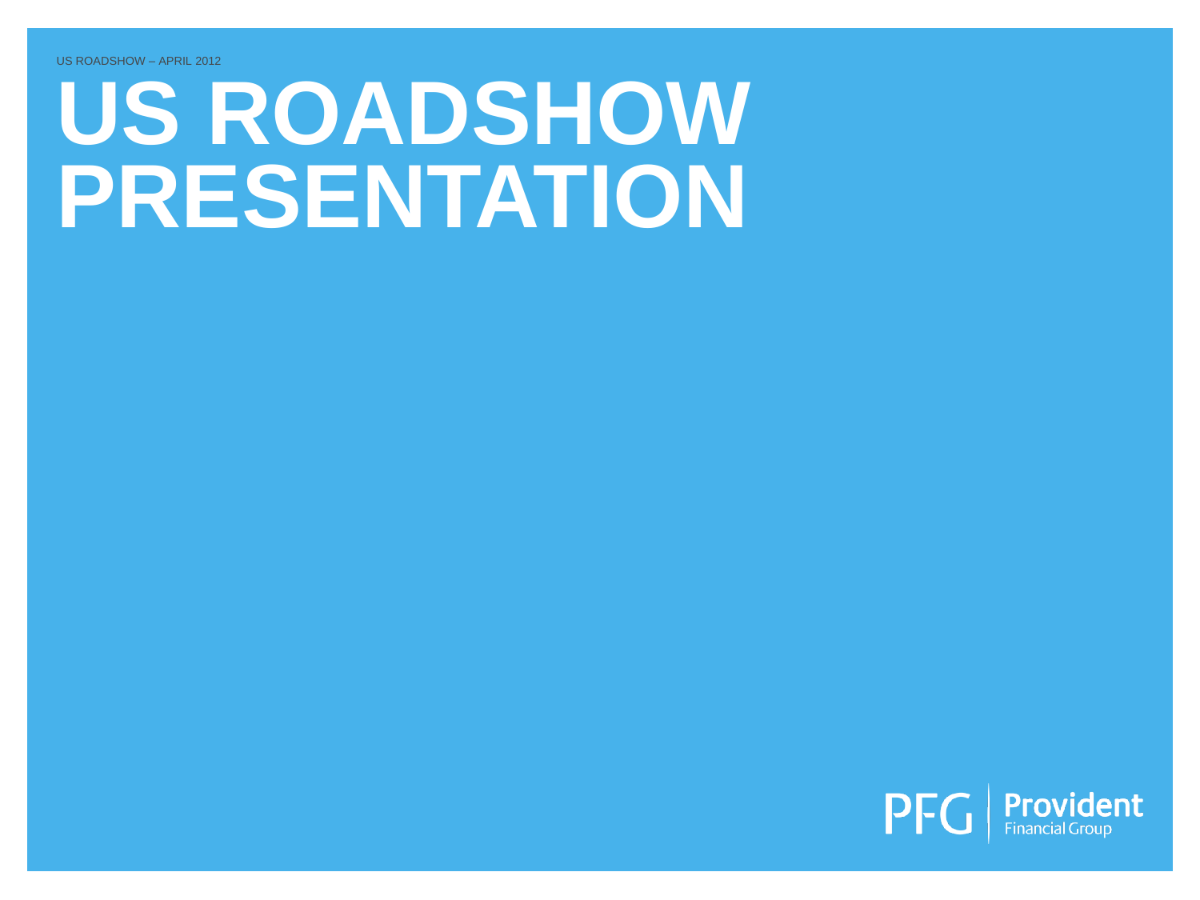US ROADSHOW – APRIL 2012

# US ROADSHOW PRESENTATION

PFG | Provident Financial Group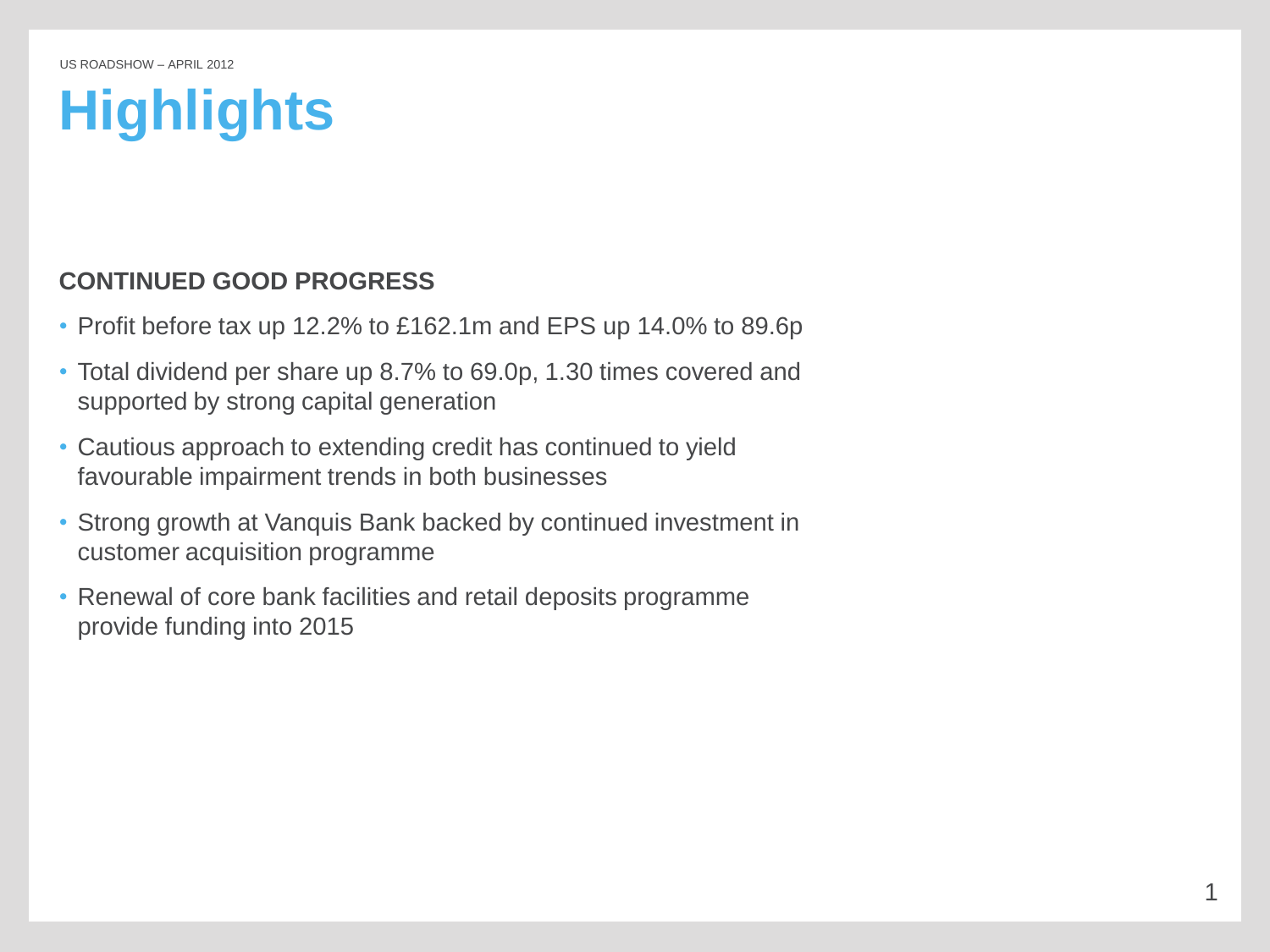# Highlights

## CONTINUED GOOD PROGRESS

- Profit before tax up 12.2% to £162.1m and EPS up 14.0% to 89.6p
- Total dividend per share up 8.7% to 69.0p, 1.30 times covered and supported by strong capital generation
- Cautious approach to extending credit has continued to yield favourable impairment trends in both businesses
- Strong growth at Vanquis Bank backed by continued investment in customer acquisition programme
- Renewal of core bank facilities and retail deposits programme provide funding into 2015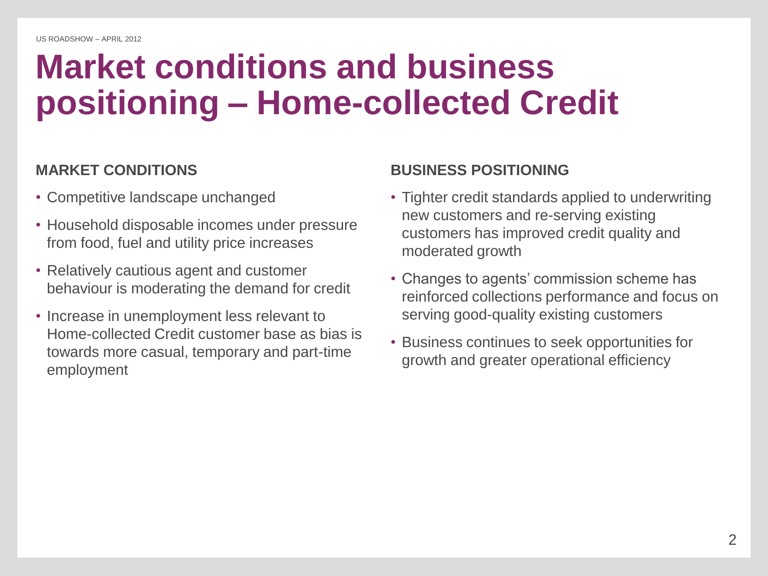# Market conditions and business positioning – Home-collected Credit

## MARKET CONDITIONS

- Competitive landscape unchanged
- Household disposable incomes under pressure from food, fuel and utility price increases
- Relatively cautious agent and customer behaviour is moderating the demand for credit
- Increase in unemployment less relevant to Home-collected Credit customer base as bias is towards more casual, temporary and part-time employment

## BUSINESS POSITIONING

- Tighter credit standards applied to underwriting new customers and re-serving existing customers has improved credit quality and moderated growth
- Changes to agents' commission scheme has reinforced collections performance and focus on serving good-quality existing customers
- Business continues to seek opportunities for growth and greater operational efficiency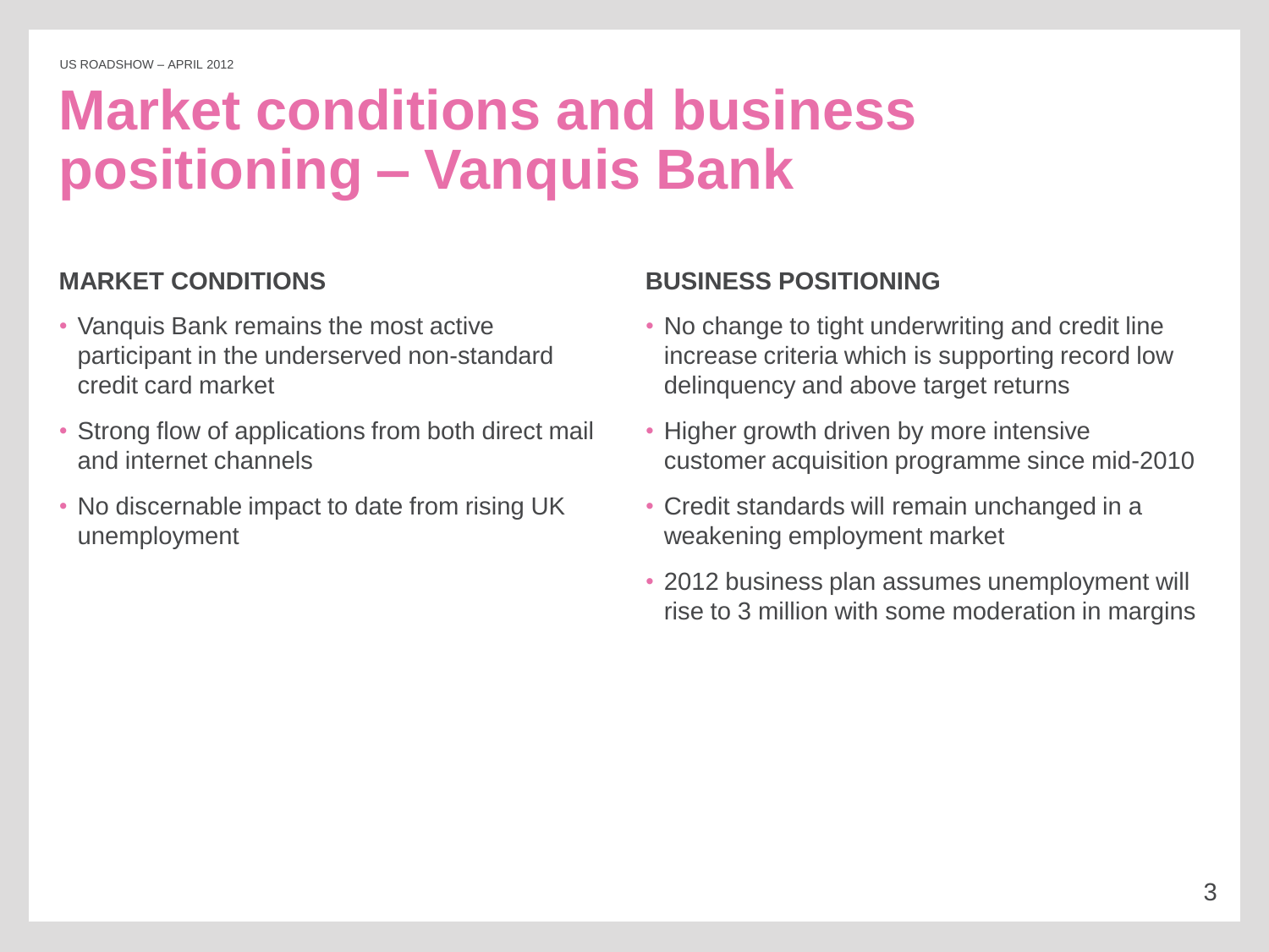# Market conditions and business positioning – Vanquis Bank

## MARKET CONDITIONS

- Vanquis Bank remains the most active participant in the underserved non-standard credit card market
- Strong flow of applications from both direct mail and internet channels
- No discernable impact to date from rising UK unemployment

## BUSINESS POSITIONING

- No change to tight underwriting and credit line increase criteria which is supporting record low delinquency and above target returns
- Higher growth driven by more intensive customer acquisition programme since mid-2010
- Credit standards will remain unchanged in a weakening employment market
- 2012 business plan assumes unemployment will rise to 3 million with some moderation in margins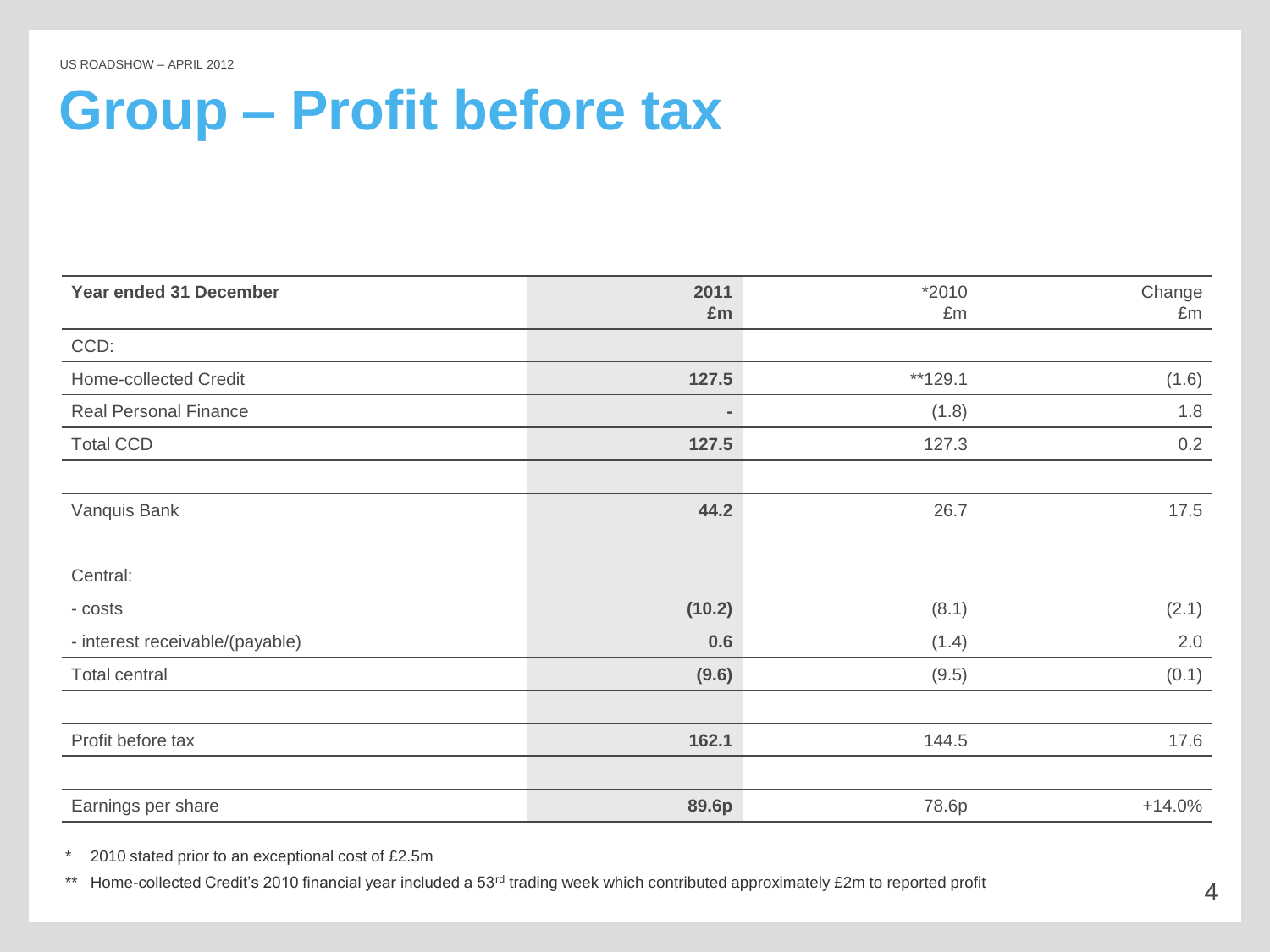# Group – Profit before tax

| Year ended 31 December | 2011 £m | *2010 £m | Change £m |
|---|---|---|---|
| CCD: | | | |
| Home-collected Credit | **127.5** | **129.1 | (1.6) |
| Real Personal Finance | **-** | (1.8) | 1.8 |
| Total CCD | **127.5** | 127.3 | 0.2 |
| | | | |
| Vanquis Bank | **44.2** | 26.7 | 17.5 |
| | | | |
| Central: | | | |
| - costs | **(10.2)** | (8.1) | (2.1) |
| - interest receivable/(payable) | **0.6** | (1.4) | 2.0 |
| Total central | **(9.6)** | (9.5) | (0.1) |
| | | | |
| Profit before tax | **162.1** | 144.5 | 17.6 |
| | | | |
| Earnings per share | **89.6p** | 78.6p | +14.0% |

\* 2010 stated prior to an exceptional cost of £2.5m

** Home-collected Credit's 2010 financial year included a 53rd trading week which contributed approximately £2m to reported profit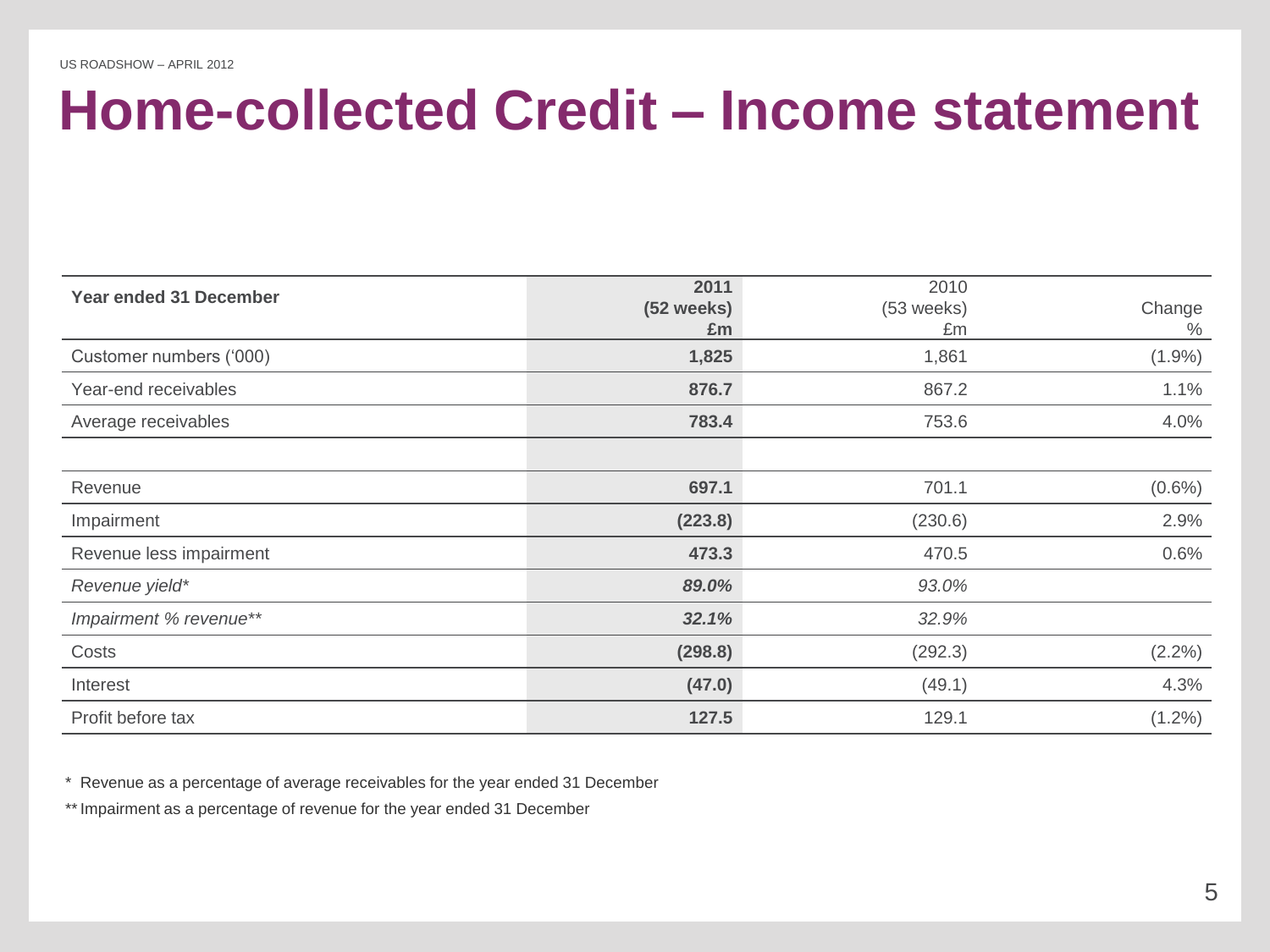# Home-collected Credit – Income statement

| Year ended 31 December | 2011 (52 weeks) £m | 2010 (53 weeks) £m | Change % |
|---|---|---|---|
| Customer numbers ('000) | **1,825** | 1,861 | (1.9%) |
| Year-end receivables | **876.7** | 867.2 | 1.1% |
| Average receivables | **783.4** | 753.6 | 4.0% |
| | | | |
| Revenue | **697.1** | 701.1 | (0.6%) |
| Impairment | **(223.8)** | (230.6) | 2.9% |
| Revenue less impairment | **473.3** | 470.5 | 0.6% |
| *Revenue yield** | ***89.0%*** | *93.0%* | |
| *Impairment % revenue*** | ***32.1%*** | *32.9%* | |
| Costs | **(298.8)** | (292.3) | (2.2%) |
| Interest | **(47.0)** | (49.1) | 4.3% |
| Profit before tax | **127.5** | 129.1 | (1.2%) |

\* Revenue as a percentage of average receivables for the year ended 31 December

** Impairment as a percentage of revenue for the year ended 31 December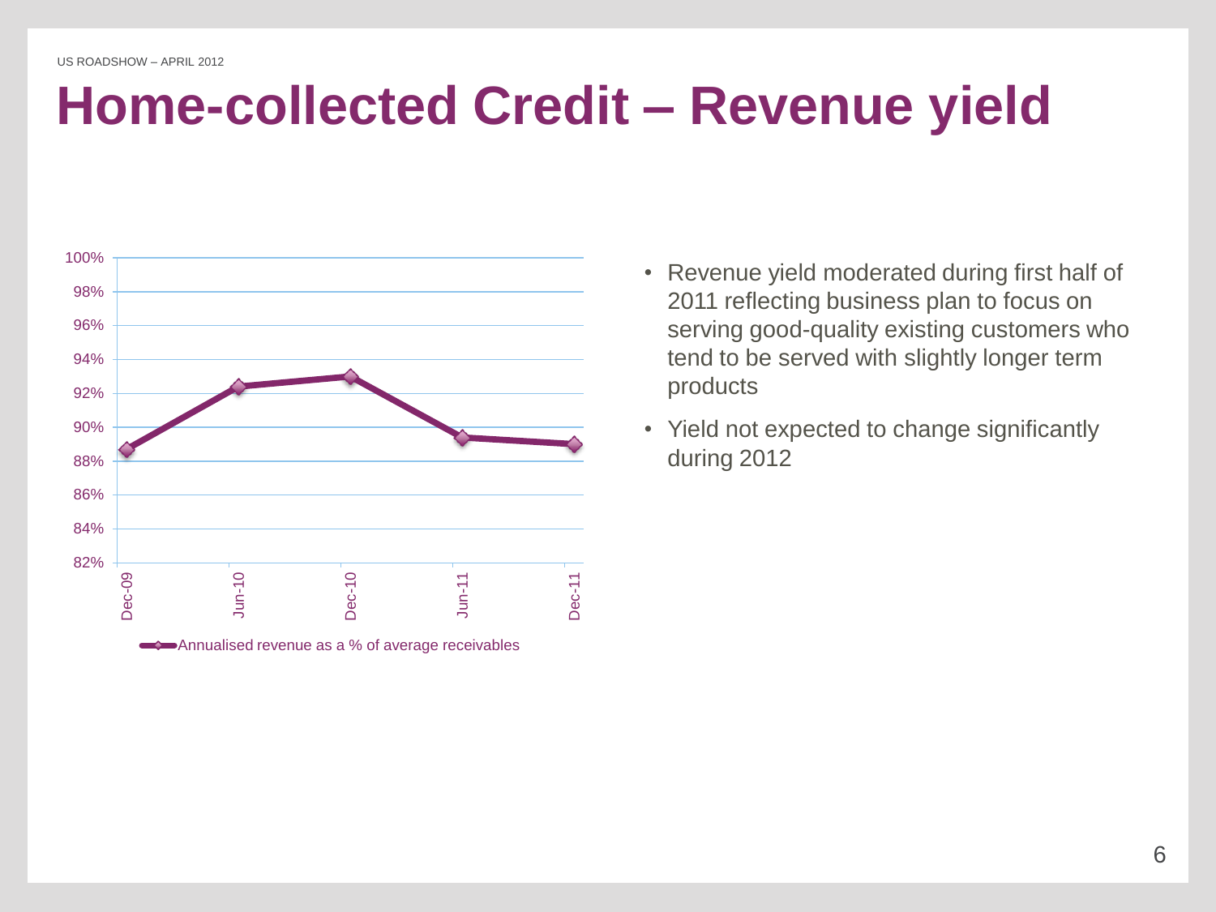# Home-collected Credit – Revenue yield

- Revenue yield moderated during first half of 2011 reflecting business plan to focus on serving good-quality existing customers who tend to be served with slightly longer term products
- Yield not expected to change significantly during 2012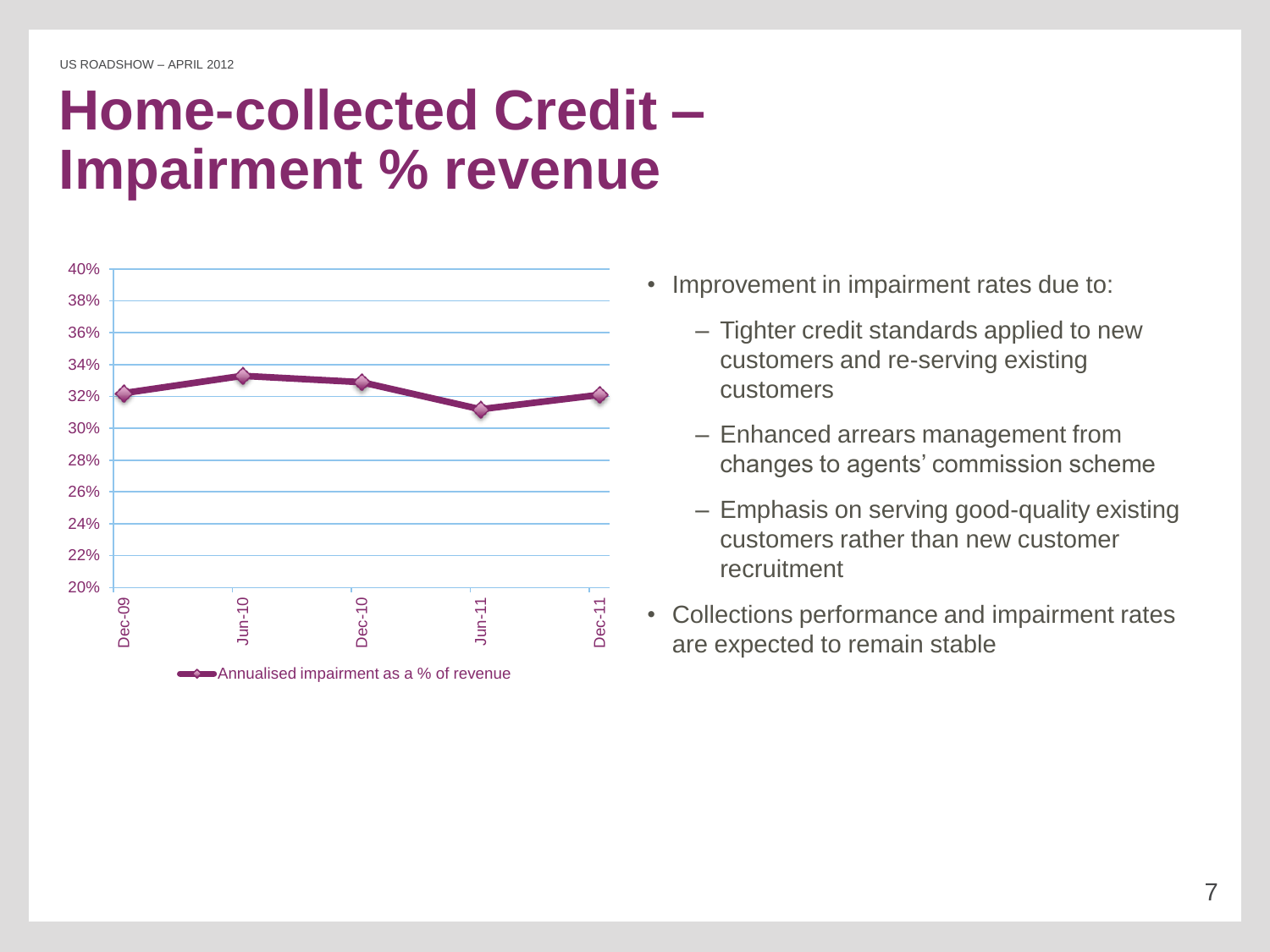# Home-collected Credit – Impairment % revenue

- Improvement in impairment rates due to:
  - Tighter credit standards applied to new customers and re-serving existing customers
  - Enhanced arrears management from changes to agents' commission scheme
  - Emphasis on serving good-quality existing customers rather than new customer recruitment
- Collections performance and impairment rates are expected to remain stable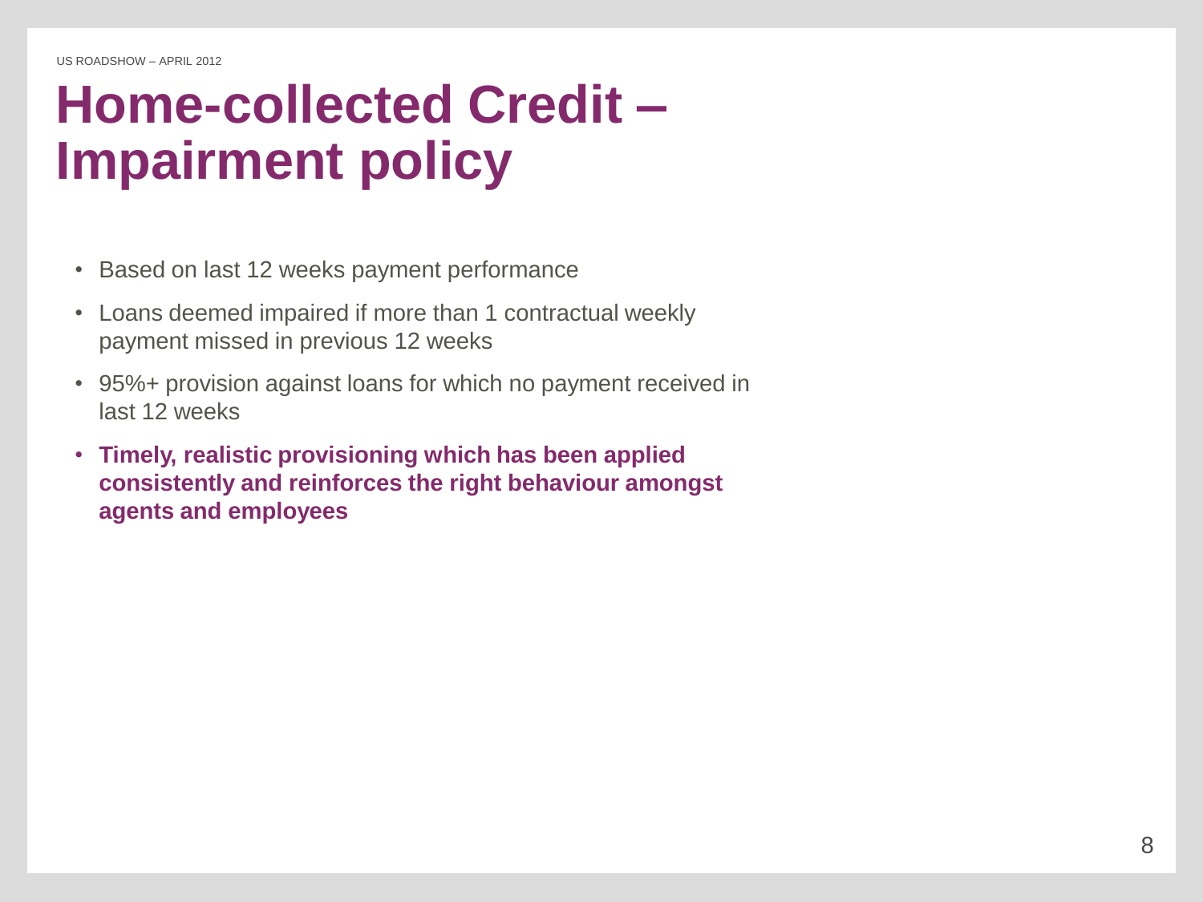# Home-collected Credit – Impairment policy

- Based on last 12 weeks payment performance
- Loans deemed impaired if more than 1 contractual weekly payment missed in previous 12 weeks
- 95%+ provision against loans for which no payment received in last 12 weeks
- **Timely, realistic provisioning which has been applied consistently and reinforces the right behaviour amongst agents and employees**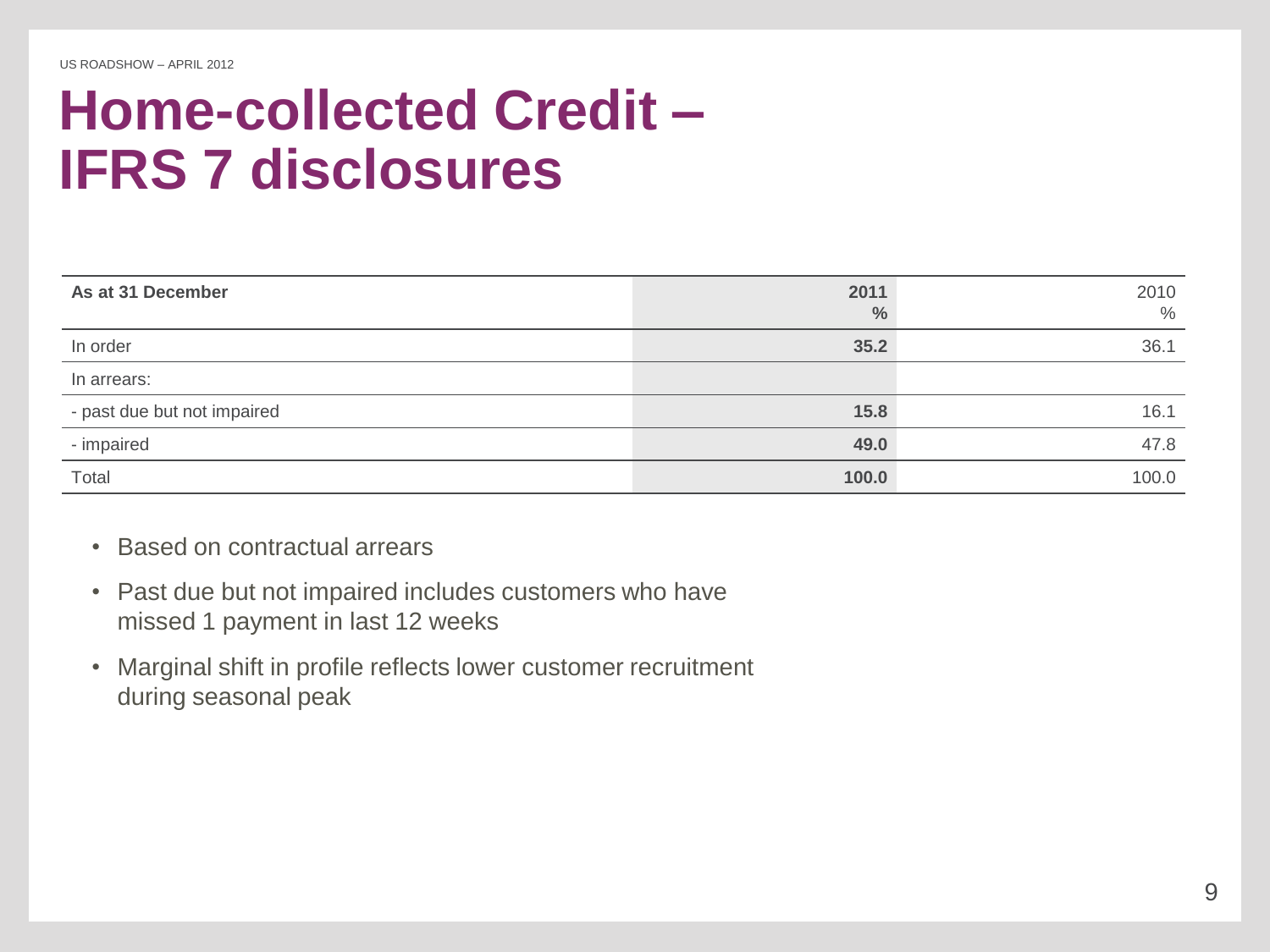# Home-collected Credit – IFRS 7 disclosures

| As at 31 December | 2011 % | 2010 % |
|---|---|---|
| In order | **35.2** | 36.1 |
| In arrears: | | |
| - past due but not impaired | **15.8** | 16.1 |
| - impaired | **49.0** | 47.8 |
| Total | **100.0** | 100.0 |

- Based on contractual arrears
- Past due but not impaired includes customers who have missed 1 payment in last 12 weeks
- Marginal shift in profile reflects lower customer recruitment during seasonal peak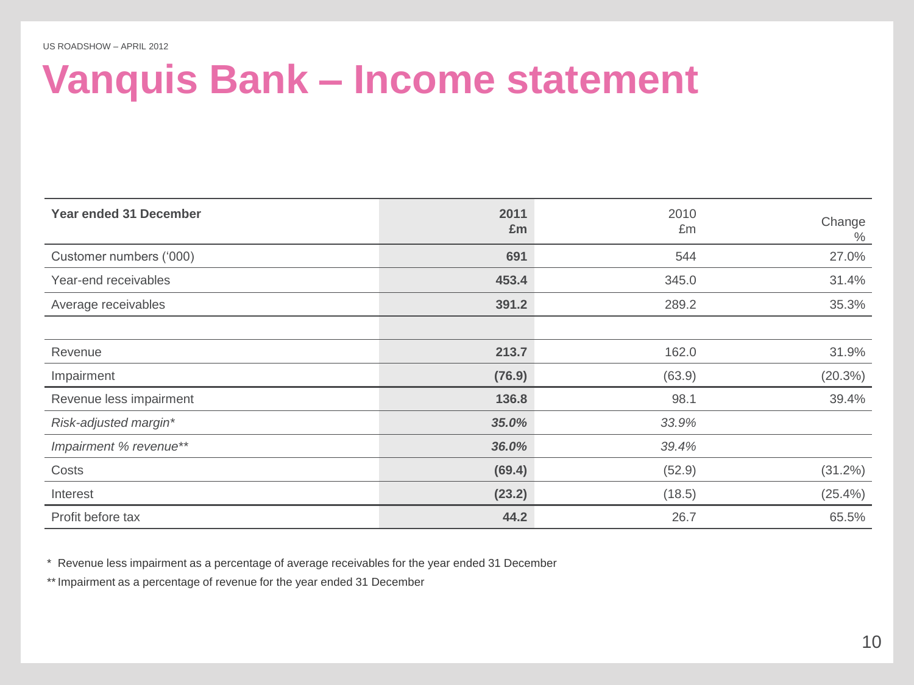# Vanquis Bank – Income statement

| **Year ended 31 December** | **2011 £m** | 2010 £m | Change % |
|---|---|---|---|
| Customer numbers ('000) | **691** | 544 | 27.0% |
| Year-end receivables | **453.4** | 345.0 | 31.4% |
| Average receivables | **391.2** | 289.2 | 35.3% |
| | | | |
| Revenue | **213.7** | 162.0 | 31.9% |
| Impairment | **(76.9)** | (63.9) | (20.3%) |
| Revenue less impairment | **136.8** | 98.1 | 39.4% |
| *Risk-adjusted margin** | ***35.0%*** | *33.9%* | |
| *Impairment % revenue*** | ***36.0%*** | *39.4%* | |
| Costs | **(69.4)** | (52.9) | (31.2%) |
| Interest | **(23.2)** | (18.5) | (25.4%) |
| Profit before tax | **44.2** | 26.7 | 65.5% |

* Revenue less impairment as a percentage of average receivables for the year ended 31 December

** Impairment as a percentage of revenue for the year ended 31 December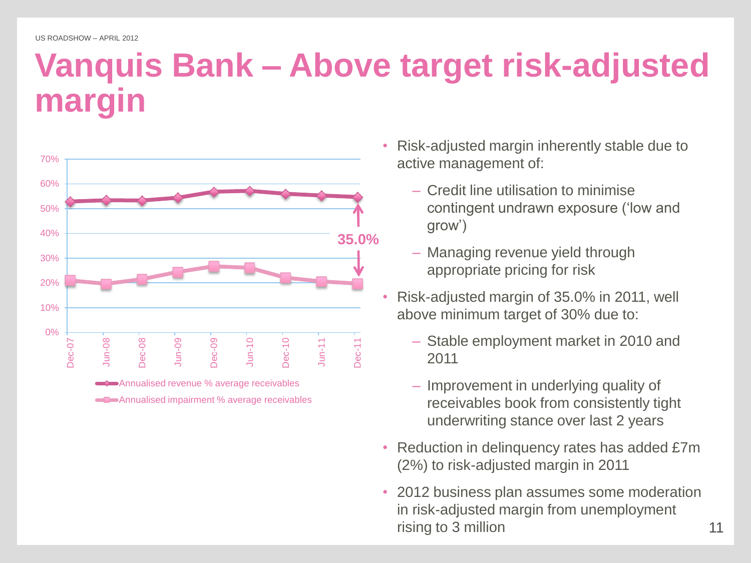# Vanquis Bank – Above target risk-adjusted margin

70%
60%
50%
40%
30%
20%
10%
0%

Dec-07 Jun-08 Dec-08 Jun-09 Dec-09 Jun-10 Dec-10 Jun-11 Dec-11

35.0%

Annualised revenue % average receivables

Annualised impairment % average receivables

- Risk-adjusted margin inherently stable due to active management of:
  - Credit line utilisation to minimise contingent undrawn exposure ('low and grow')
  - Managing revenue yield through appropriate pricing for risk
- Risk-adjusted margin of 35.0% in 2011, well above minimum target of 30% due to:
  - Stable employment market in 2010 and 2011
  - Improvement in underlying quality of receivables book from consistently tight underwriting stance over last 2 years
- Reduction in delinquency rates has added £7m (2%) to risk-adjusted margin in 2011
- 2012 business plan assumes some moderation in risk-adjusted margin from unemployment rising to 3 million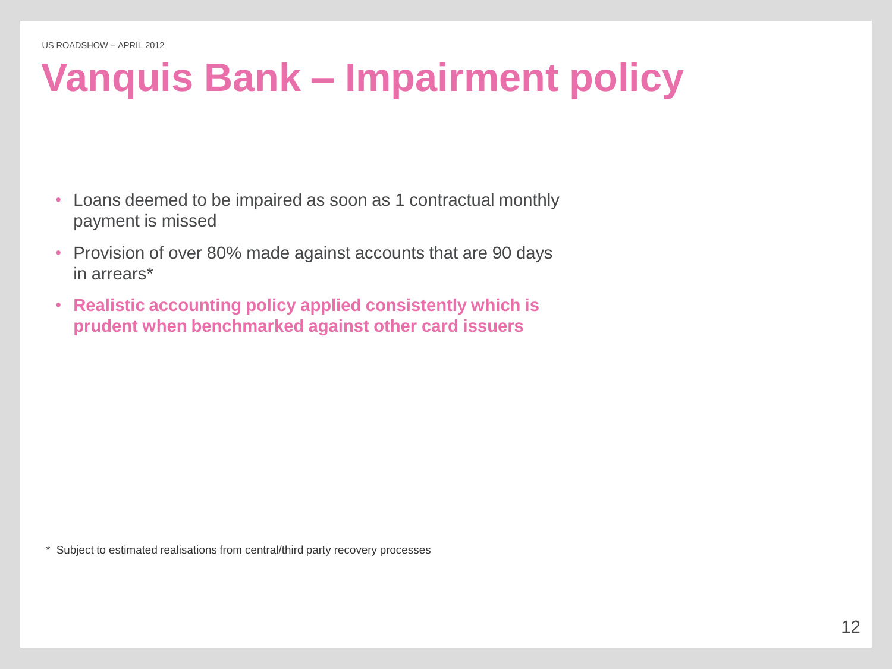# Vanquis Bank – Impairment policy

- Loans deemed to be impaired as soon as 1 contractual monthly payment is missed
- Provision of over 80% made against accounts that are 90 days in arrears*
- **Realistic accounting policy applied consistently which is prudent when benchmarked against other card issuers**

* Subject to estimated realisations from central/third party recovery processes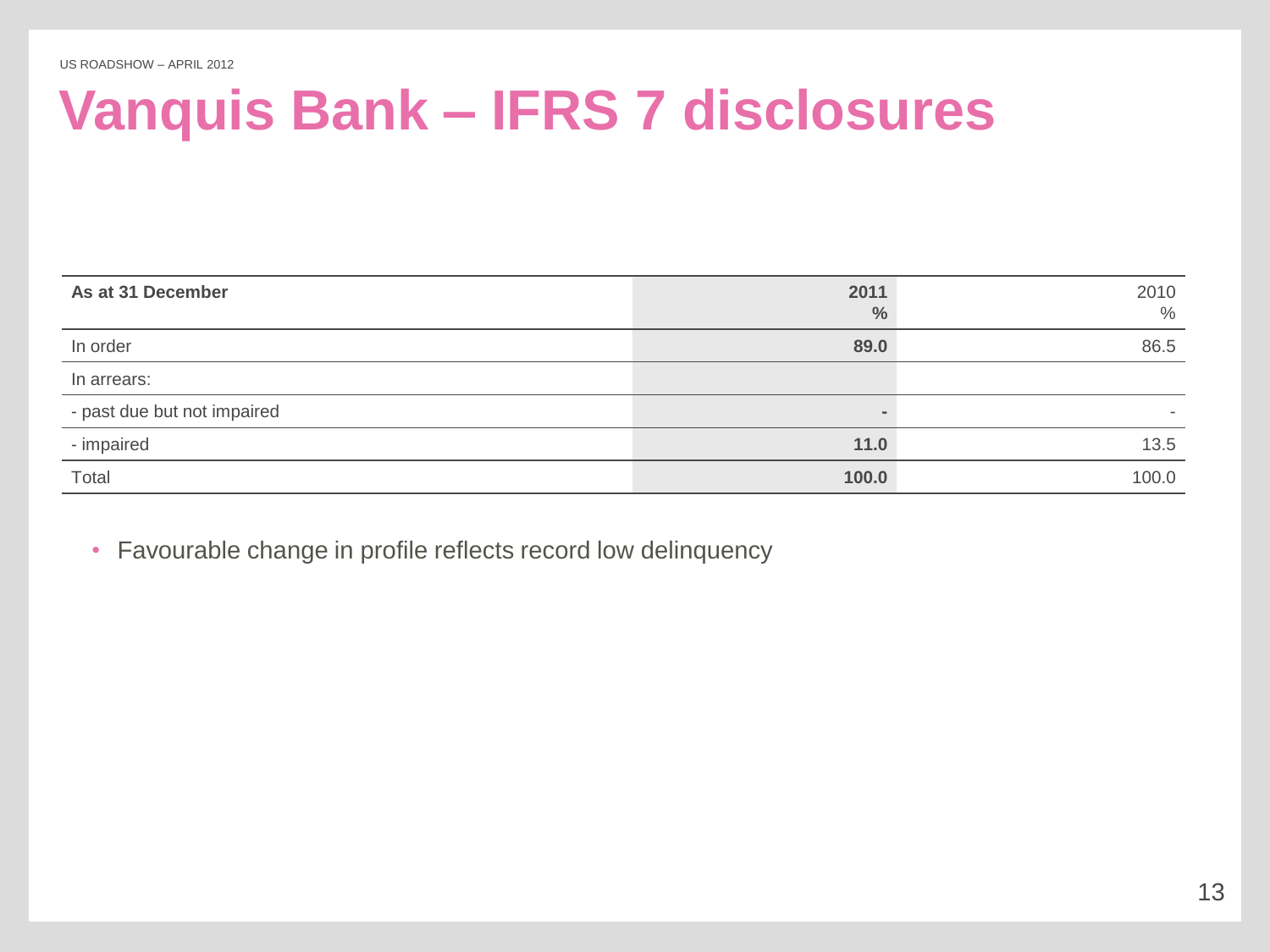# Vanquis Bank – IFRS 7 disclosures

| As at 31 December | 2011 % | 2010 % |
|---|---|---|
| In order | 89.0 | 86.5 |
| In arrears: | | |
| - past due but not impaired | - | - |
| - impaired | 11.0 | 13.5 |
| Total | 100.0 | 100.0 |

- Favourable change in profile reflects record low delinquency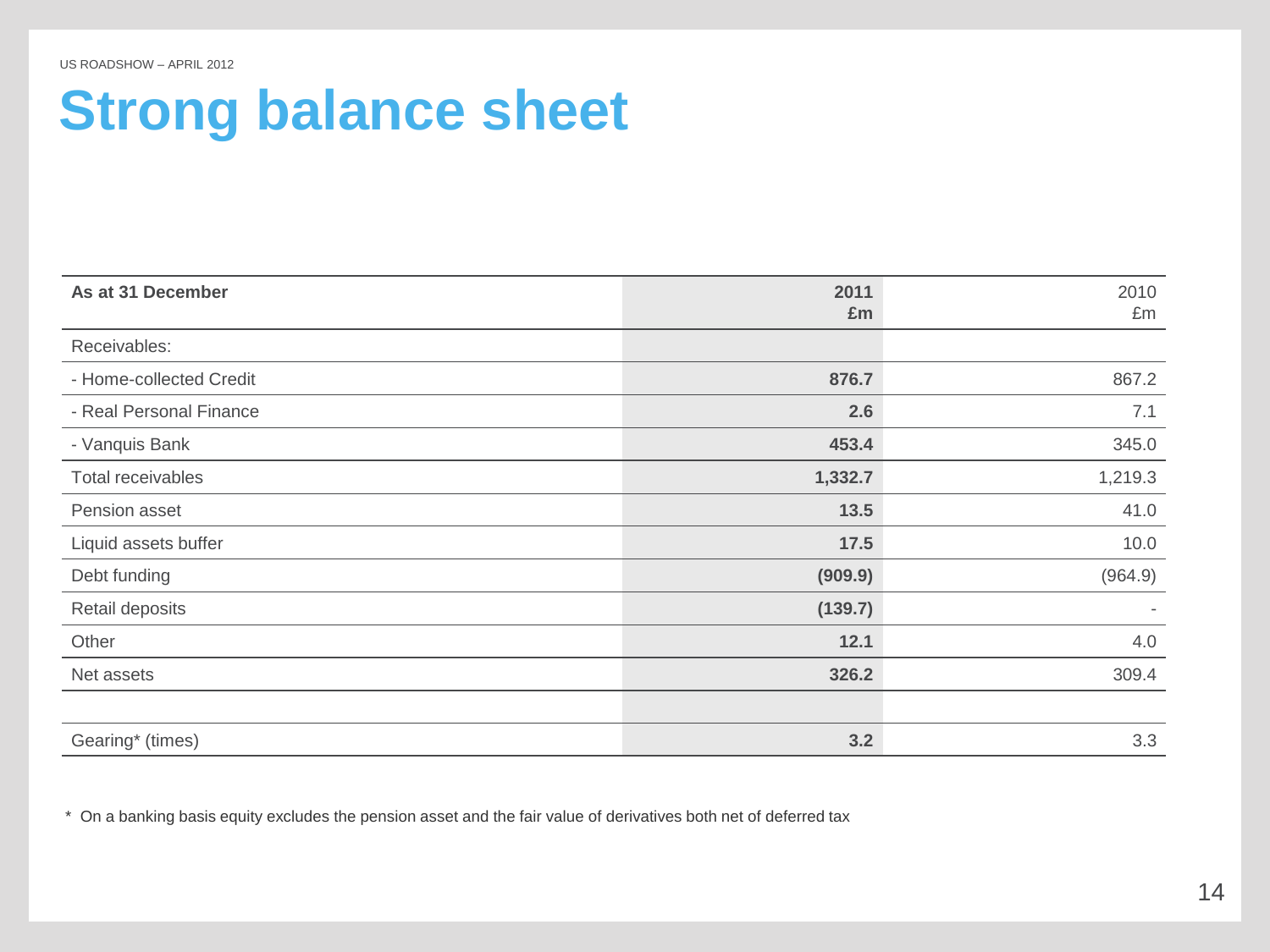# Strong balance sheet

| As at 31 December | 2011 £m | 2010 £m |
|---|---|---|
| Receivables: | | |
| - Home-collected Credit | **876.7** | 867.2 |
| - Real Personal Finance | **2.6** | 7.1 |
| - Vanquis Bank | **453.4** | 345.0 |
| Total receivables | **1,332.7** | 1,219.3 |
| Pension asset | **13.5** | 41.0 |
| Liquid assets buffer | **17.5** | 10.0 |
| Debt funding | **(909.9)** | (964.9) |
| Retail deposits | **(139.7)** | - |
| Other | **12.1** | 4.0 |
| Net assets | **326.2** | 309.4 |
| | | |
| Gearing* (times) | **3.2** | 3.3 |

* On a banking basis equity excludes the pension asset and the fair value of derivatives both net of deferred tax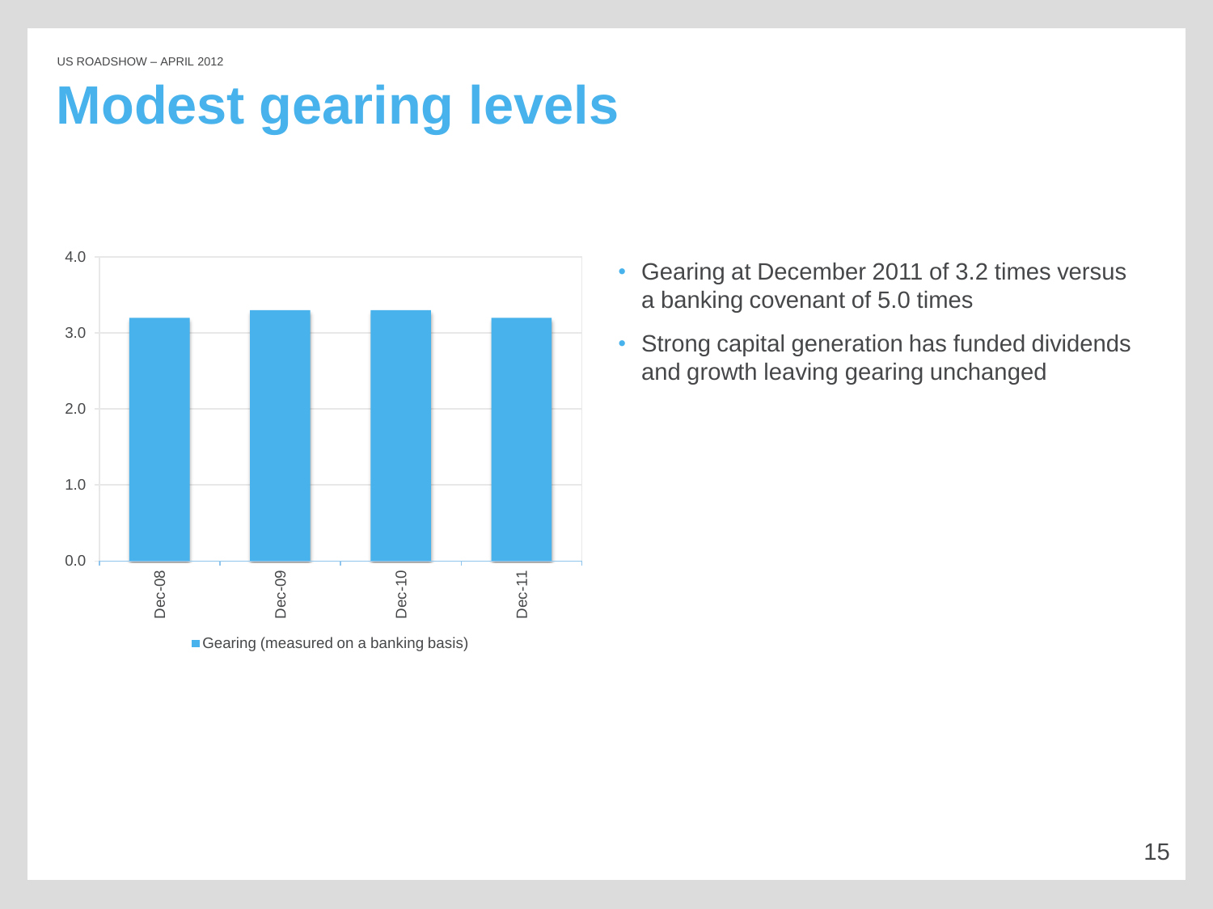# Modest gearing levels

| | Gearing (measured on a banking basis) |
|---|---|
| Dec-08 | 3.2 |
| Dec-09 | 3.3 |
| Dec-10 | 3.3 |
| Dec-11 | 3.2 |

- Gearing at December 2011 of 3.2 times versus a banking covenant of 5.0 times
- Strong capital generation has funded dividends and growth leaving gearing unchanged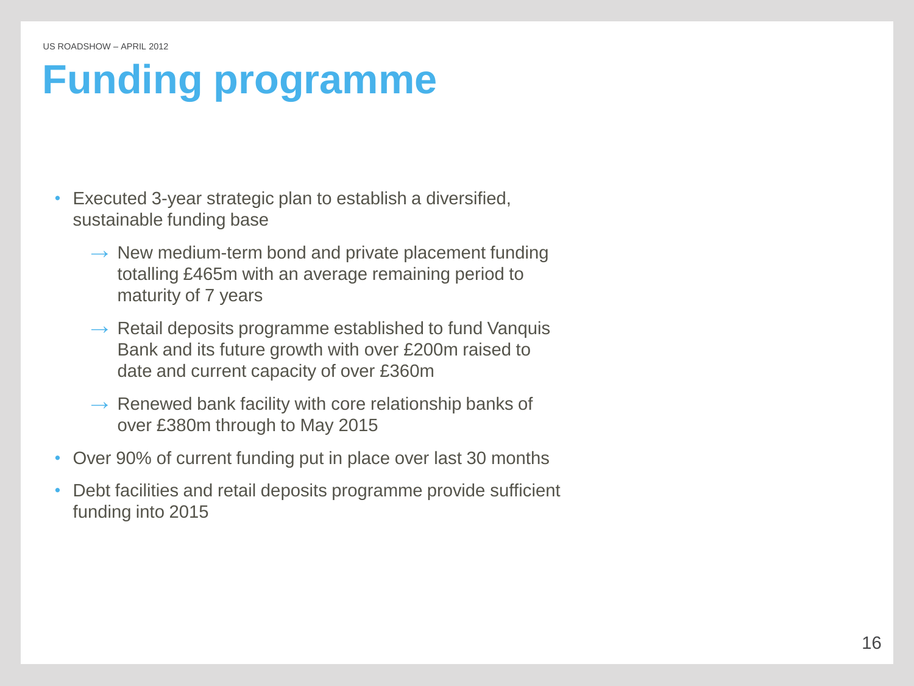# Funding programme

- Executed 3-year strategic plan to establish a diversified, sustainable funding base
  - → New medium-term bond and private placement funding totalling £465m with an average remaining period to maturity of 7 years
  - → Retail deposits programme established to fund Vanquis Bank and its future growth with over £200m raised to date and current capacity of over £360m
  - → Renewed bank facility with core relationship banks of over £380m through to May 2015
- Over 90% of current funding put in place over last 30 months
- Debt facilities and retail deposits programme provide sufficient funding into 2015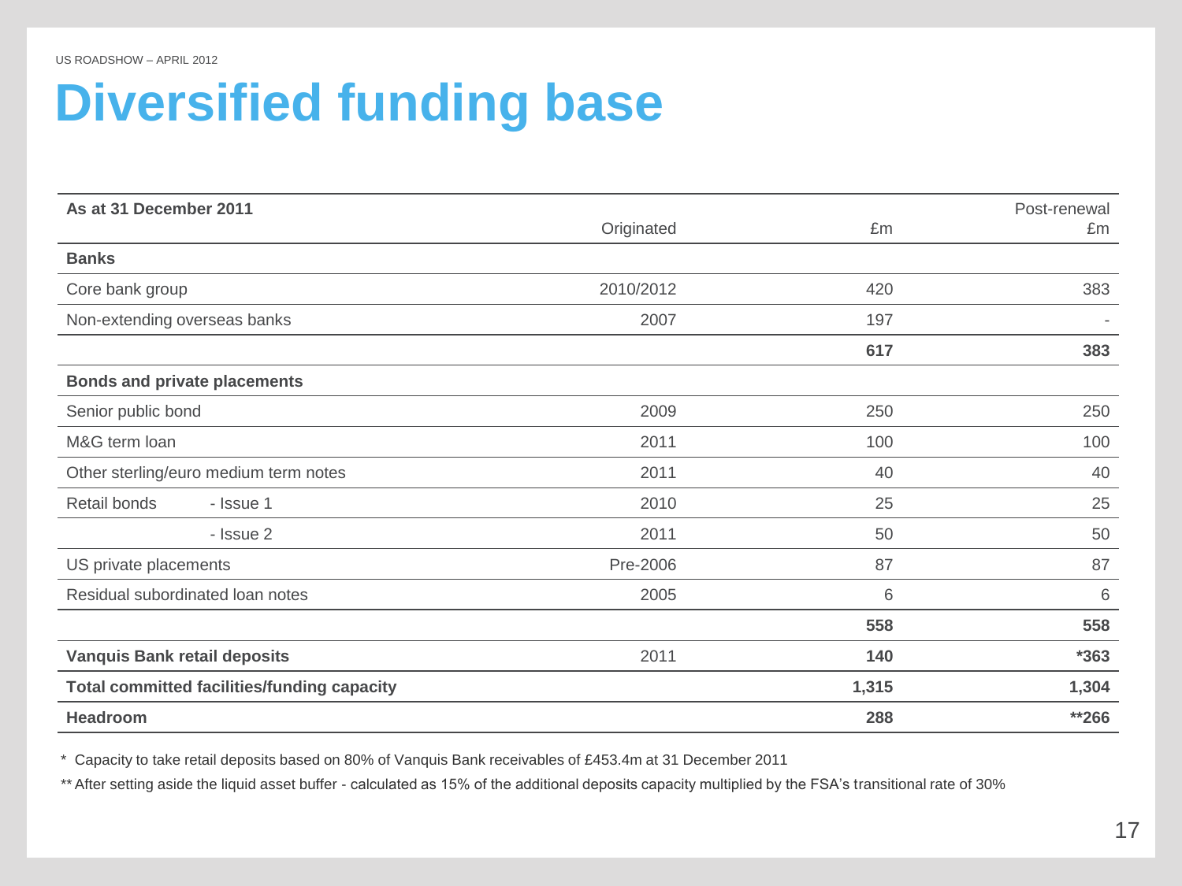US ROADSHOW – APRIL 2012

# Diversified funding base

| As at 31 December 2011 | | Originated | £m | Post-renewal £m |
|---|---|---|---|---|
| **Banks** | | | | |
| Core bank group | | 2010/2012 | 420 | 383 |
| Non-extending overseas banks | | 2007 | 197 | - |
| | | | **617** | **383** |
| **Bonds and private placements** | | | | |
| Senior public bond | | 2009 | 250 | 250 |
| M&G term loan | | 2011 | 100 | 100 |
| Other sterling/euro medium term notes | | 2011 | 40 | 40 |
| Retail bonds | - Issue 1 | 2010 | 25 | 25 |
| | - Issue 2 | 2011 | 50 | 50 |
| US private placements | | Pre-2006 | 87 | 87 |
| Residual subordinated loan notes | | 2005 | 6 | 6 |
| | | | **558** | **558** |
| **Vanquis Bank retail deposits** | | 2011 | **140** | ***363** |
| **Total committed facilities/funding capacity** | | | **1,315** | **1,304** |
| **Headroom** | | | **288** | ****266** |

* Capacity to take retail deposits based on 80% of Vanquis Bank receivables of £453.4m at 31 December 2011

** After setting aside the liquid asset buffer - calculated as 15% of the additional deposits capacity multiplied by the FSA's transitional rate of 30%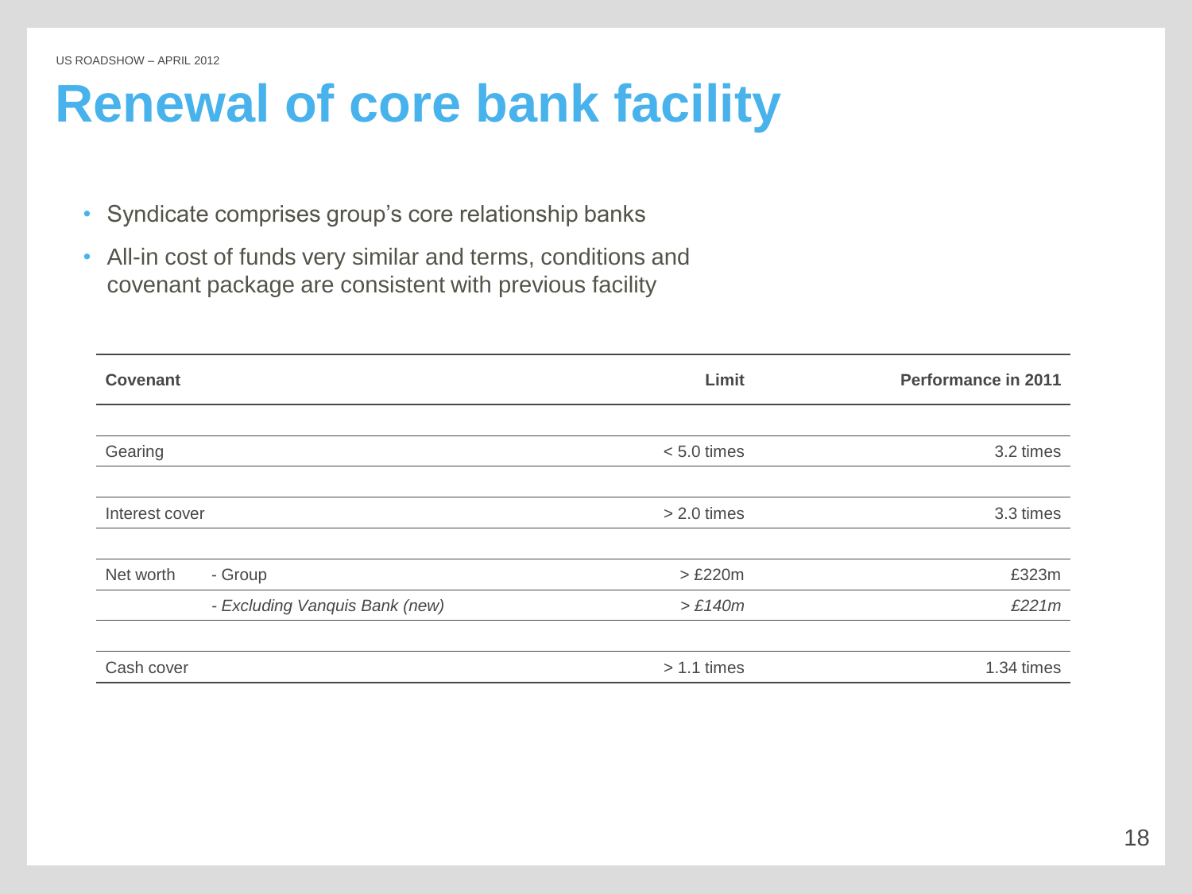# Renewal of core bank facility

- Syndicate comprises group's core relationship banks
- All-in cost of funds very similar and terms, conditions and covenant package are consistent with previous facility

| Covenant | | Limit | Performance in 2011 |
|---|---|---|---|
| Gearing | | < 5.0 times | 3.2 times |
| Interest cover | | > 2.0 times | 3.3 times |
| Net worth | - Group | > £220m | £323m |
| | *- Excluding Vanquis Bank (new)* | *> £140m* | *£221m* |
| Cash cover | | > 1.1 times | 1.34 times |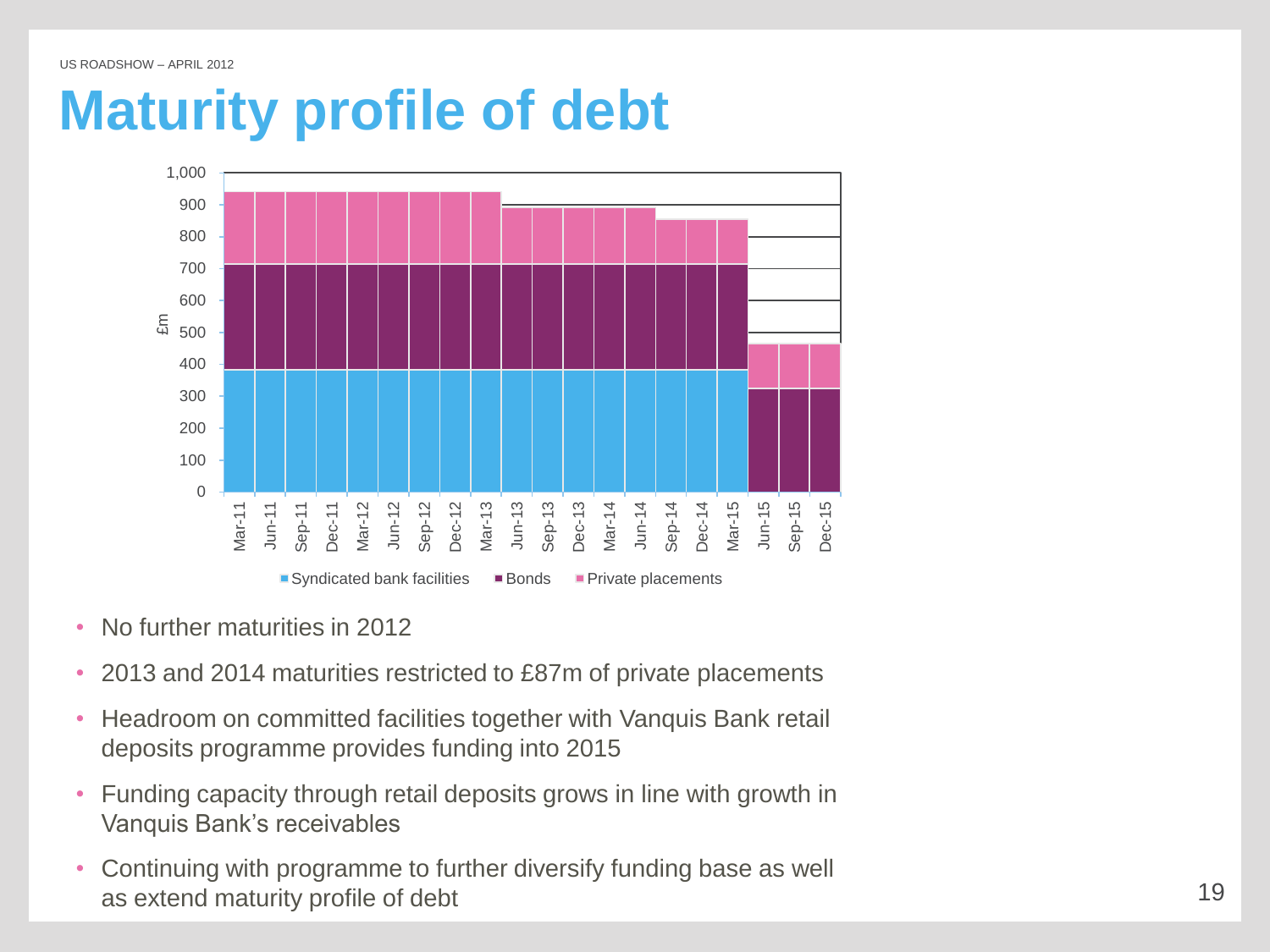US ROADSHOW – APRIL 2012

# Maturity profile of debt

- No further maturities in 2012
- 2013 and 2014 maturities restricted to £87m of private placements
- Headroom on committed facilities together with Vanquis Bank retail deposits programme provides funding into 2015
- Funding capacity through retail deposits grows in line with growth in Vanquis Bank's receivables
- Continuing with programme to further diversify funding base as well as extend maturity profile of debt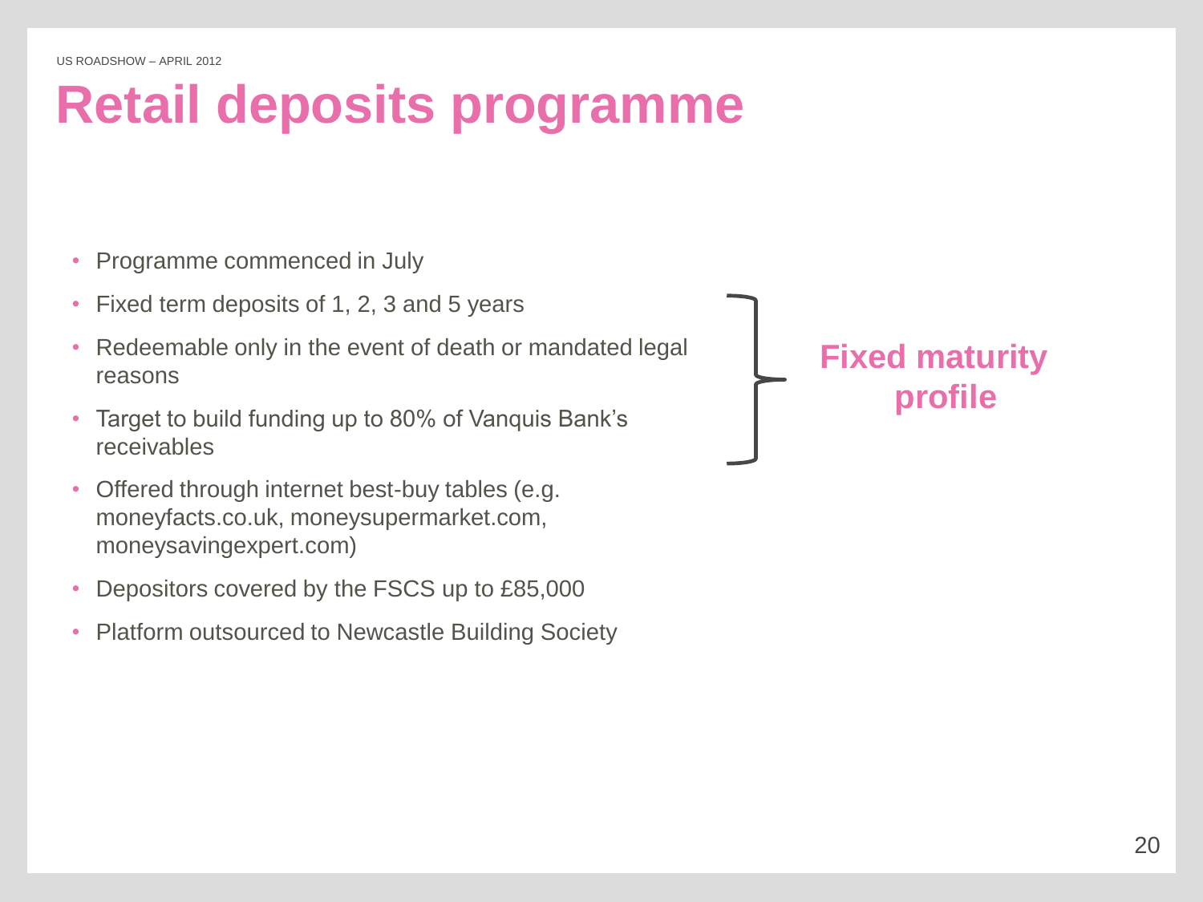# Retail deposits programme

- Programme commenced in July
- Fixed term deposits of 1, 2, 3 and 5 years
- Redeemable only in the event of death or mandated legal reasons
- Target to build funding up to 80% of Vanquis Bank's receivables

**Fixed maturity profile**

- Offered through internet best-buy tables (e.g. moneyfacts.co.uk, moneysupermarket.com, moneysavingexpert.com)
- Depositors covered by the FSCS up to £85,000
- Platform outsourced to Newcastle Building Society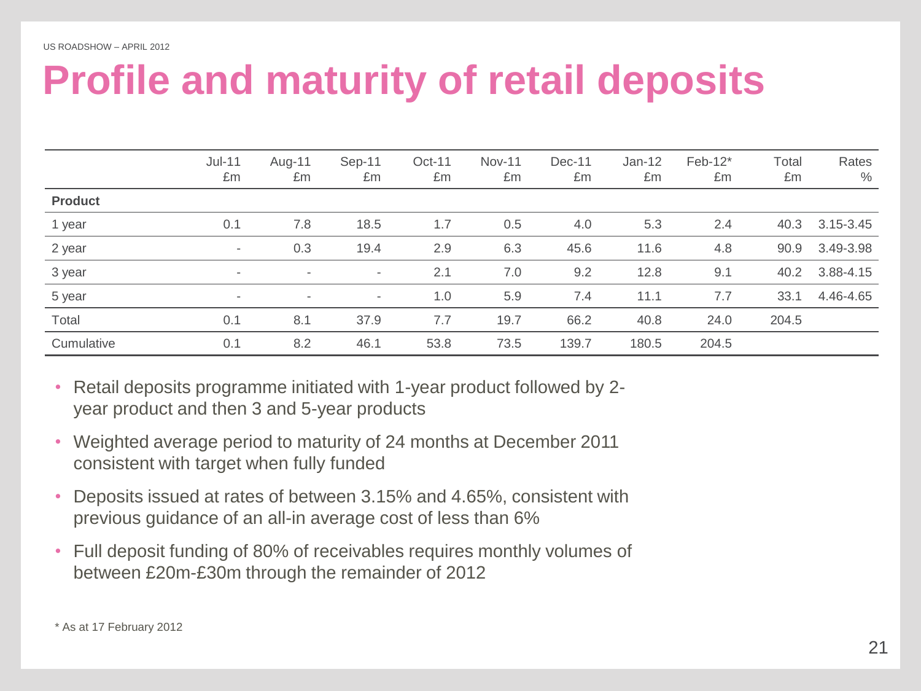# Profile and maturity of retail deposits

| | Jul-11 £m | Aug-11 £m | Sep-11 £m | Oct-11 £m | Nov-11 £m | Dec-11 £m | Jan-12 £m | Feb-12* £m | Total £m | Rates % |
|---|---|---|---|---|---|---|---|---|---|---|
| **Product** | | | | | | | | | | |
| 1 year | 0.1 | 7.8 | 18.5 | 1.7 | 0.5 | 4.0 | 5.3 | 2.4 | 40.3 | 3.15-3.45 |
| 2 year | - | 0.3 | 19.4 | 2.9 | 6.3 | 45.6 | 11.6 | 4.8 | 90.9 | 3.49-3.98 |
| 3 year | - | - | - | 2.1 | 7.0 | 9.2 | 12.8 | 9.1 | 40.2 | 3.88-4.15 |
| 5 year | - | - | - | 1.0 | 5.9 | 7.4 | 11.1 | 7.7 | 33.1 | 4.46-4.65 |
| Total | 0.1 | 8.1 | 37.9 | 7.7 | 19.7 | 66.2 | 40.8 | 24.0 | 204.5 | |
| Cumulative | 0.1 | 8.2 | 46.1 | 53.8 | 73.5 | 139.7 | 180.5 | 204.5 | | |

- Retail deposits programme initiated with 1-year product followed by 2-year product and then 3 and 5-year products
- Weighted average period to maturity of 24 months at December 2011 consistent with target when fully funded
- Deposits issued at rates of between 3.15% and 4.65%, consistent with previous guidance of an all-in average cost of less than 6%
- Full deposit funding of 80% of receivables requires monthly volumes of between £20m-£30m through the remainder of 2012

\* As at 17 February 2012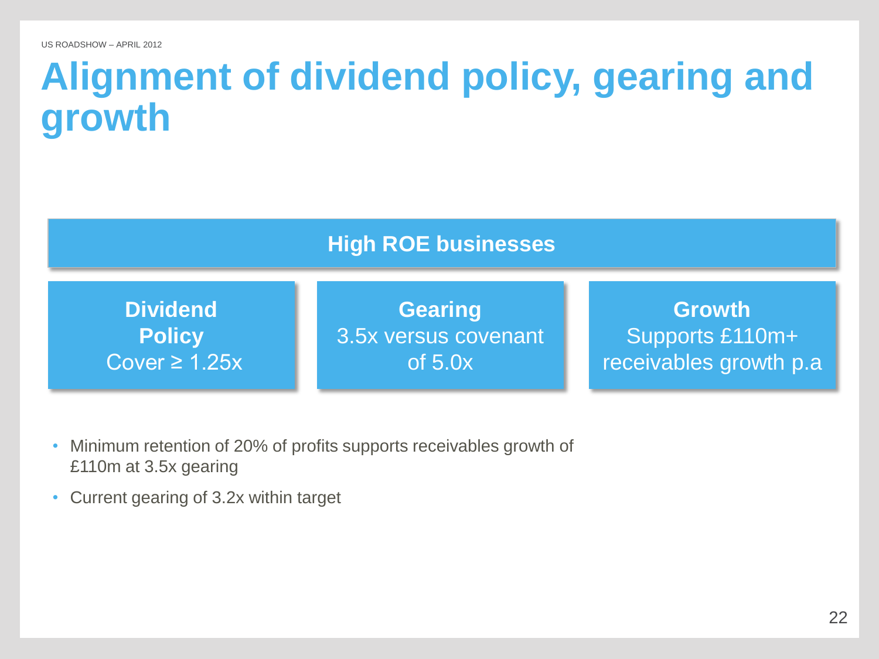# Alignment of dividend policy, gearing and growth

**High ROE businesses**

**Dividend Policy**
Cover ≥ 1.25x

**Gearing**
3.5x versus covenant of 5.0x

**Growth**
Supports £110m+ receivables growth p.a

- Minimum retention of 20% of profits supports receivables growth of £110m at 3.5x gearing
- Current gearing of 3.2x within target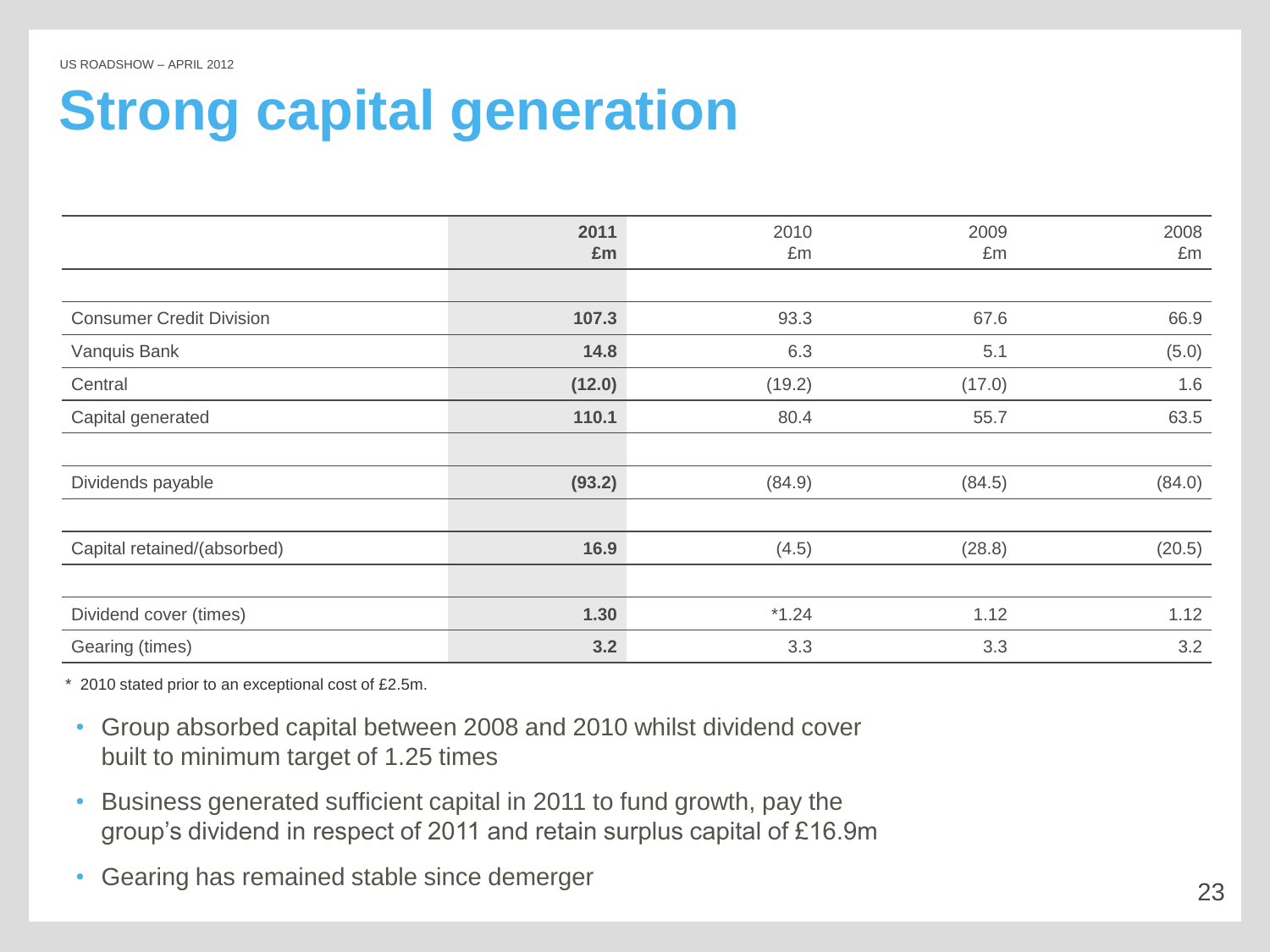# Strong capital generation

| | 2011 £m | 2010 £m | 2009 £m | 2008 £m |
|---|---|---|---|---|
| Consumer Credit Division | **107.3** | 93.3 | 67.6 | 66.9 |
| Vanquis Bank | **14.8** | 6.3 | 5.1 | (5.0) |
| Central | **(12.0)** | (19.2) | (17.0) | 1.6 |
| Capital generated | **110.1** | 80.4 | 55.7 | 63.5 |
| Dividends payable | **(93.2)** | (84.9) | (84.5) | (84.0) |
| Capital retained/(absorbed) | **16.9** | (4.5) | (28.8) | (20.5) |
| Dividend cover (times) | **1.30** | *1.24 | 1.12 | 1.12 |
| Gearing (times) | **3.2** | 3.3 | 3.3 | 3.2 |

\* 2010 stated prior to an exceptional cost of £2.5m.

- Group absorbed capital between 2008 and 2010 whilst dividend cover built to minimum target of 1.25 times
- Business generated sufficient capital in 2011 to fund growth, pay the group's dividend in respect of 2011 and retain surplus capital of £16.9m
- Gearing has remained stable since demerger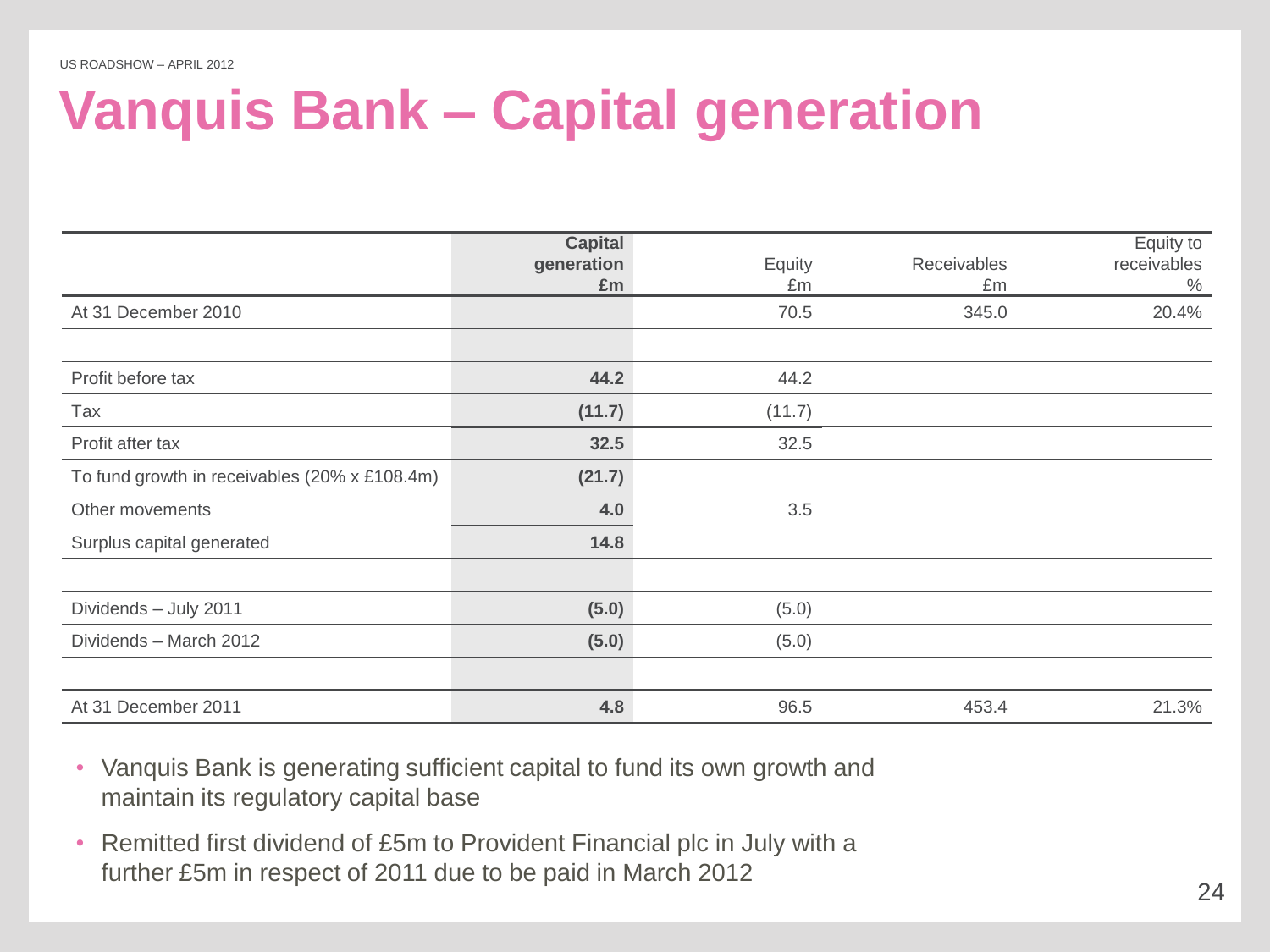# Vanquis Bank – Capital generation

| | Capital generation £m | Equity £m | Receivables £m | Equity to receivables % |
|---|---|---|---|---|
| At 31 December 2010 | | 70.5 | 345.0 | 20.4% |
| | | | | |
| Profit before tax | **44.2** | 44.2 | | |
| Tax | **(11.7)** | (11.7) | | |
| Profit after tax | **32.5** | 32.5 | | |
| To fund growth in receivables (20% x £108.4m) | **(21.7)** | | | |
| Other movements | **4.0** | 3.5 | | |
| Surplus capital generated | **14.8** | | | |
| | | | | |
| Dividends – July 2011 | **(5.0)** | (5.0) | | |
| Dividends – March 2012 | **(5.0)** | (5.0) | | |
| | | | | |
| At 31 December 2011 | **4.8** | 96.5 | 453.4 | 21.3% |

- Vanquis Bank is generating sufficient capital to fund its own growth and maintain its regulatory capital base
- Remitted first dividend of £5m to Provident Financial plc in July with a further £5m in respect of 2011 due to be paid in March 2012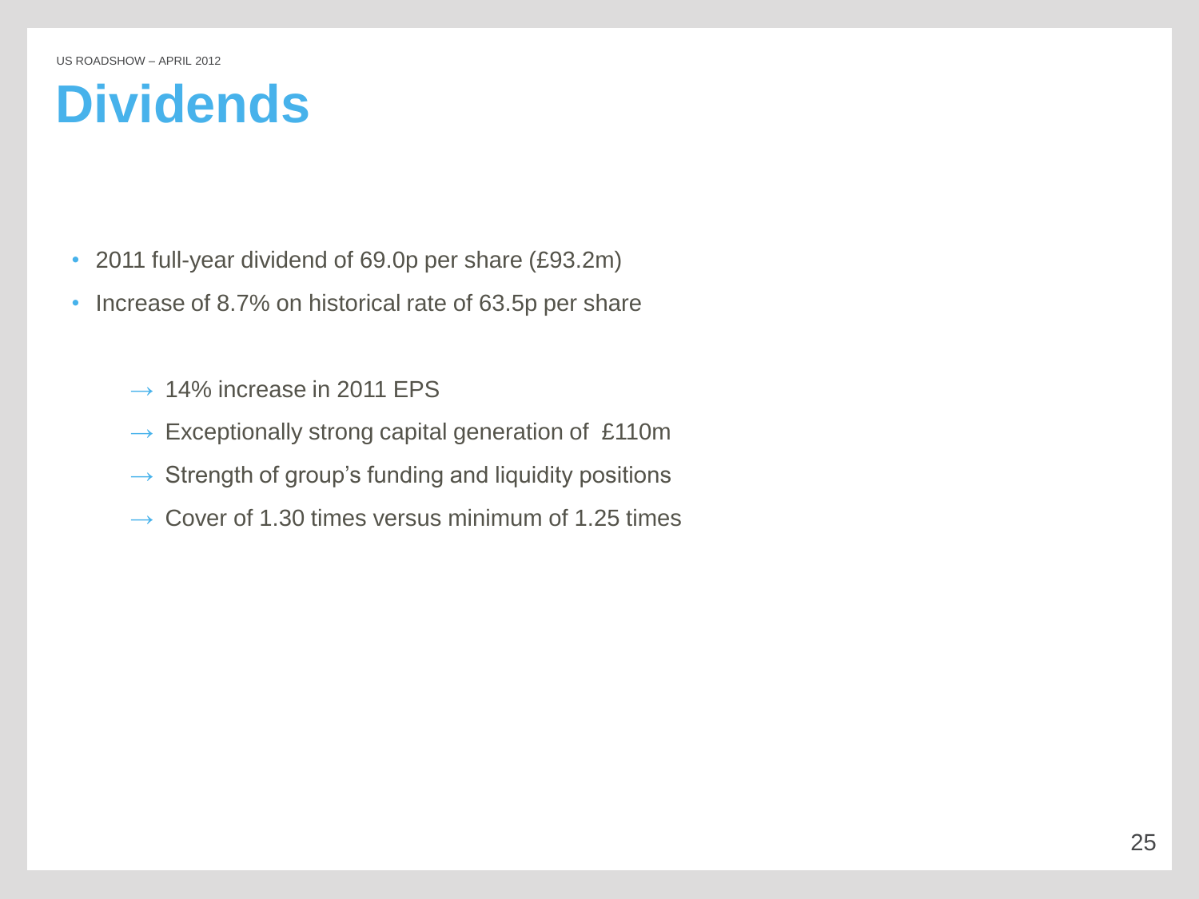# Dividends

- 2011 full-year dividend of 69.0p per share (£93.2m)
- Increase of 8.7% on historical rate of 63.5p per share

  → 14% increase in 2011 EPS

  → Exceptionally strong capital generation of £110m

  → Strength of group's funding and liquidity positions

  → Cover of 1.30 times versus minimum of 1.25 times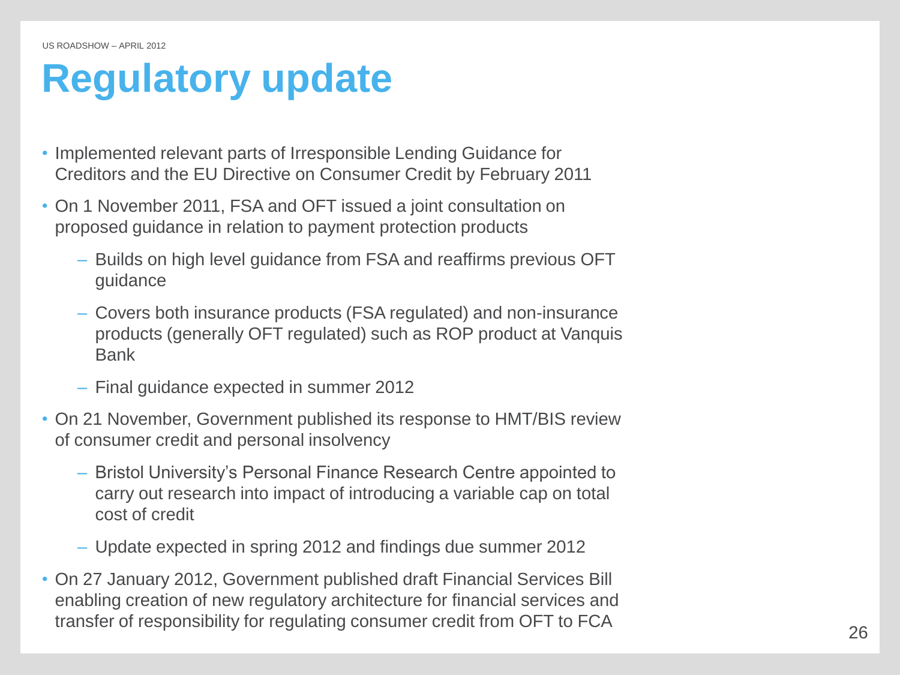# Regulatory update

- Implemented relevant parts of Irresponsible Lending Guidance for Creditors and the EU Directive on Consumer Credit by February 2011
- On 1 November 2011, FSA and OFT issued a joint consultation on proposed guidance in relation to payment protection products
  - Builds on high level guidance from FSA and reaffirms previous OFT guidance
  - Covers both insurance products (FSA regulated) and non-insurance products (generally OFT regulated) such as ROP product at Vanquis Bank
  - Final guidance expected in summer 2012
- On 21 November, Government published its response to HMT/BIS review of consumer credit and personal insolvency
  - Bristol University's Personal Finance Research Centre appointed to carry out research into impact of introducing a variable cap on total cost of credit
  - Update expected in spring 2012 and findings due summer 2012
- On 27 January 2012, Government published draft Financial Services Bill enabling creation of new regulatory architecture for financial services and transfer of responsibility for regulating consumer credit from OFT to FCA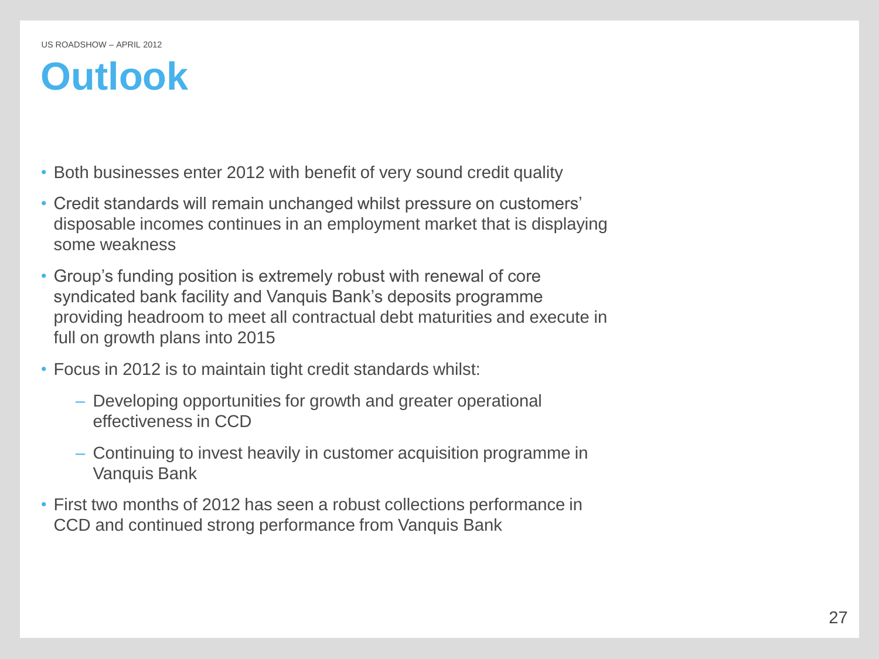# Outlook

- Both businesses enter 2012 with benefit of very sound credit quality
- Credit standards will remain unchanged whilst pressure on customers' disposable incomes continues in an employment market that is displaying some weakness
- Group's funding position is extremely robust with renewal of core syndicated bank facility and Vanquis Bank's deposits programme providing headroom to meet all contractual debt maturities and execute in full on growth plans into 2015
- Focus in 2012 is to maintain tight credit standards whilst:
  - Developing opportunities for growth and greater operational effectiveness in CCD
  - Continuing to invest heavily in customer acquisition programme in Vanquis Bank
- First two months of 2012 has seen a robust collections performance in CCD and continued strong performance from Vanquis Bank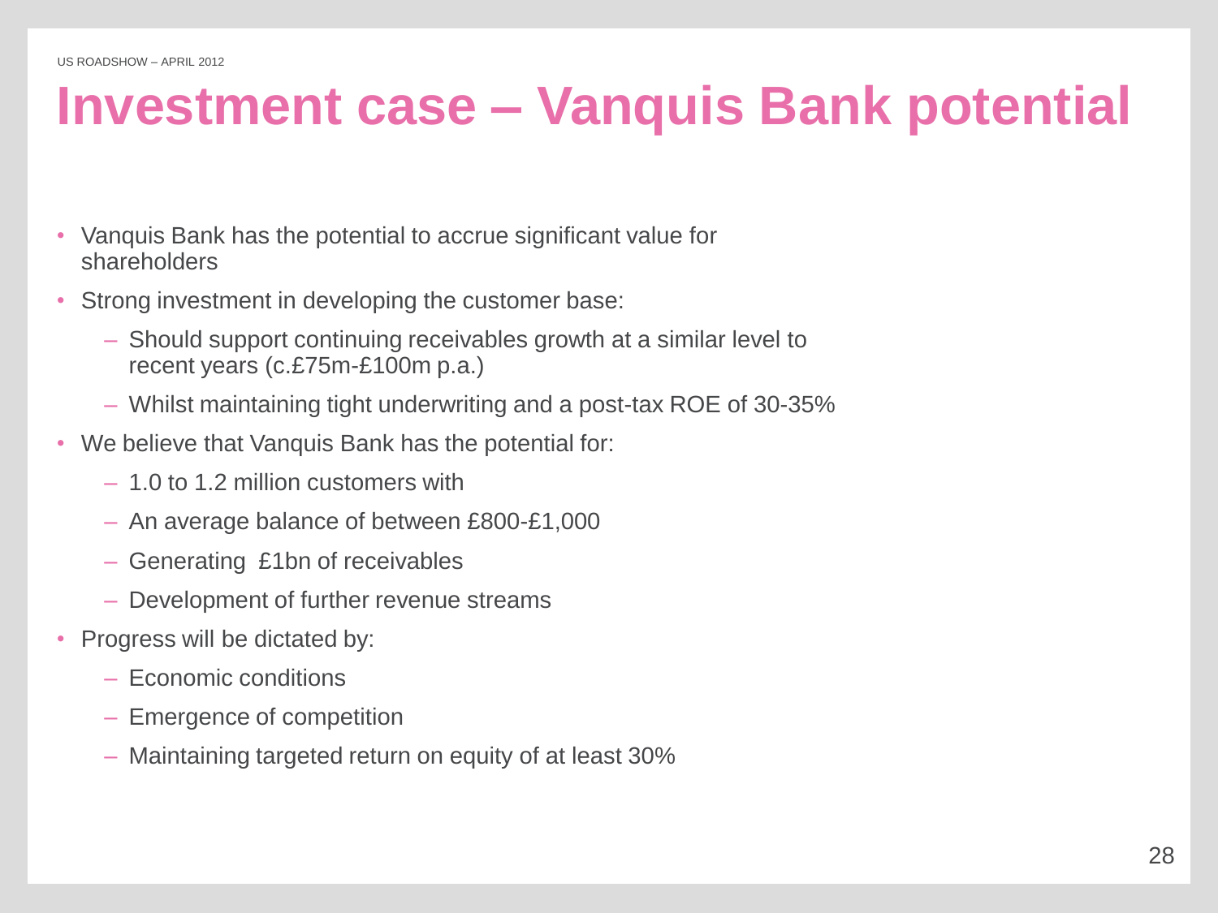# Investment case – Vanquis Bank potential

- Vanquis Bank has the potential to accrue significant value for shareholders
- Strong investment in developing the customer base:
  - Should support continuing receivables growth at a similar level to recent years (c.£75m-£100m p.a.)
  - Whilst maintaining tight underwriting and a post-tax ROE of 30-35%
- We believe that Vanquis Bank has the potential for:
  - 1.0 to 1.2 million customers with
  - An average balance of between £800-£1,000
  - Generating £1bn of receivables
  - Development of further revenue streams
- Progress will be dictated by:
  - Economic conditions
  - Emergence of competition
  - Maintaining targeted return on equity of at least 30%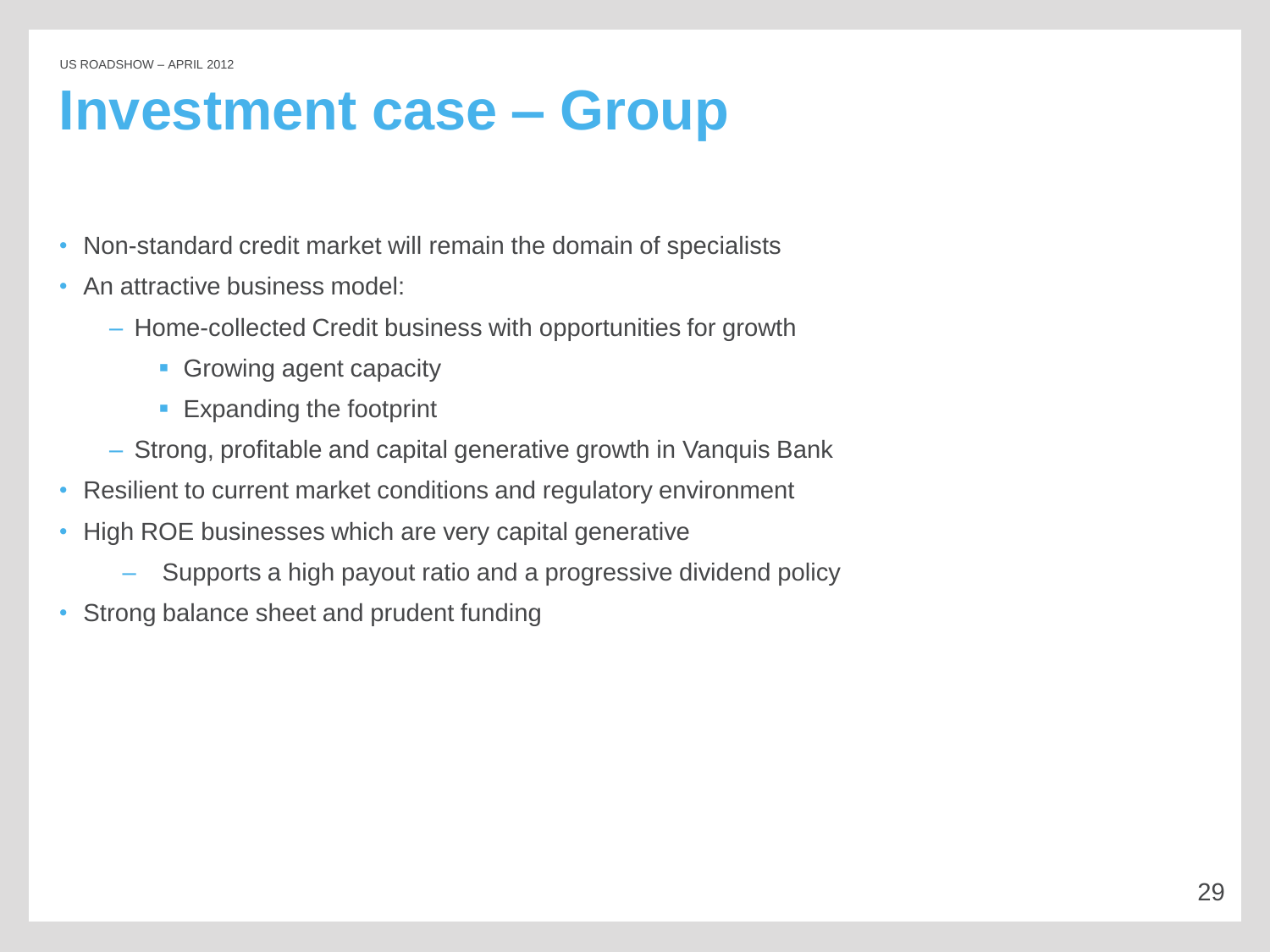# Investment case – Group

- Non-standard credit market will remain the domain of specialists
- An attractive business model:
  - Home-collected Credit business with opportunities for growth
    - Growing agent capacity
    - Expanding the footprint
  - Strong, profitable and capital generative growth in Vanquis Bank
- Resilient to current market conditions and regulatory environment
- High ROE businesses which are very capital generative
  - Supports a high payout ratio and a progressive dividend policy
- Strong balance sheet and prudent funding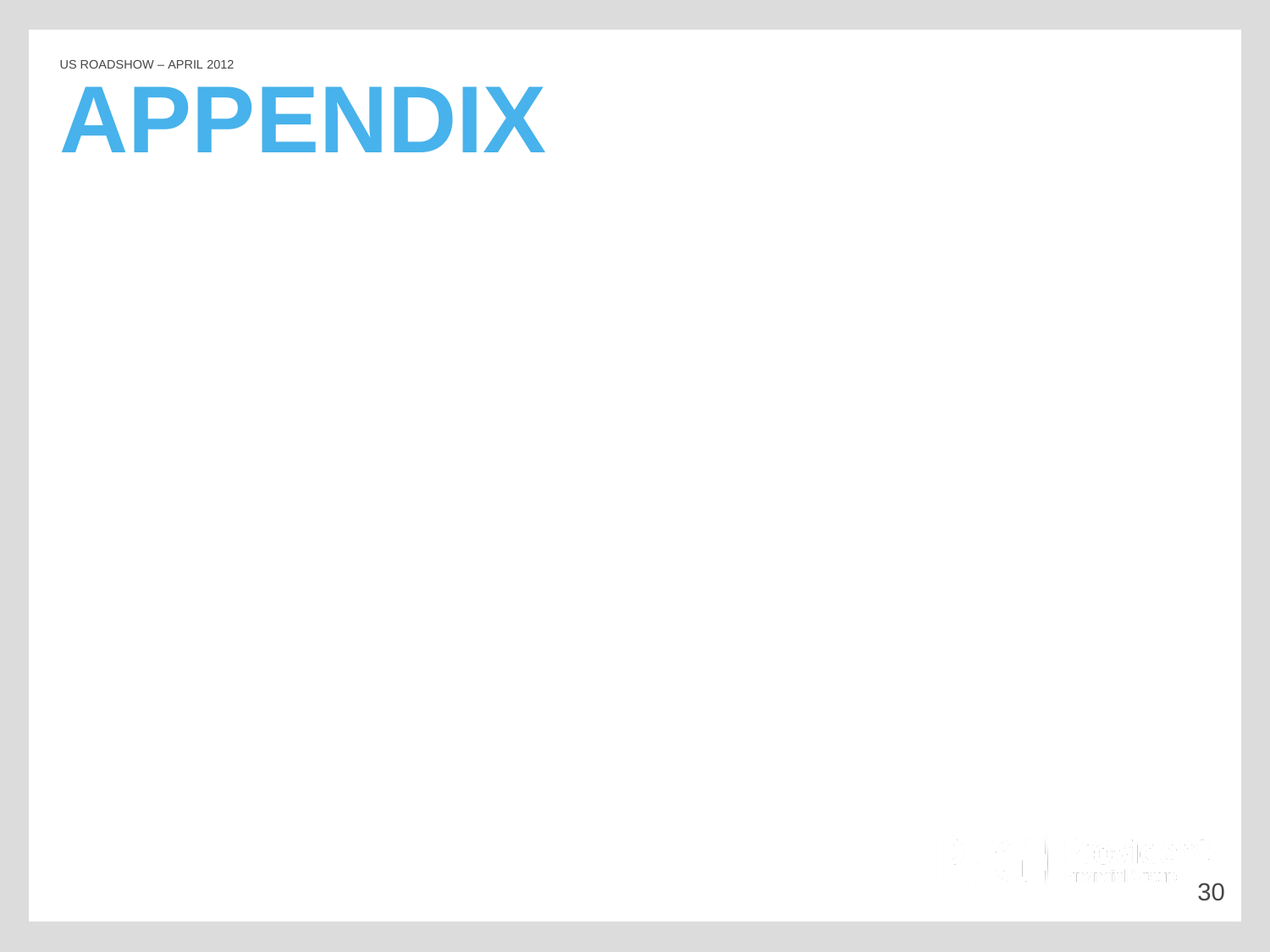# APPENDIX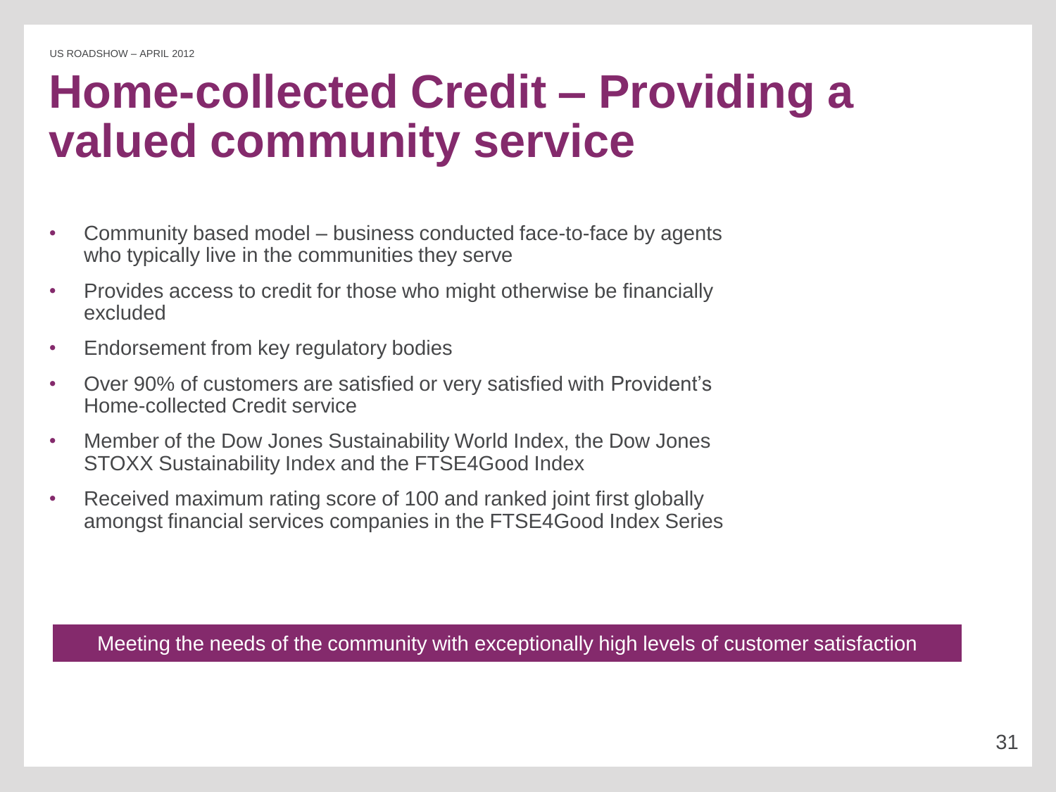# Home-collected Credit – Providing a valued community service

- Community based model – business conducted face-to-face by agents who typically live in the communities they serve
- Provides access to credit for those who might otherwise be financially excluded
- Endorsement from key regulatory bodies
- Over 90% of customers are satisfied or very satisfied with Provident's Home-collected Credit service
- Member of the Dow Jones Sustainability World Index, the Dow Jones STOXX Sustainability Index and the FTSE4Good Index
- Received maximum rating score of 100 and ranked joint first globally amongst financial services companies in the FTSE4Good Index Series

Meeting the needs of the community with exceptionally high levels of customer satisfaction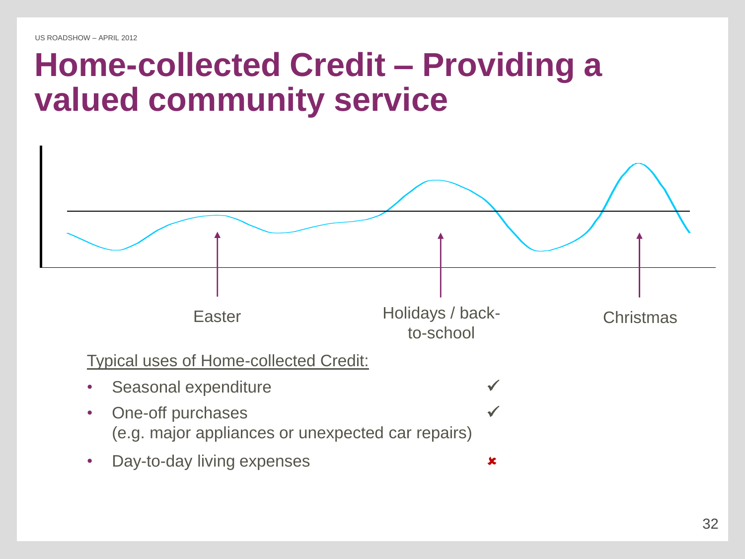# Home-collected Credit – Providing a valued community service

Easter

Holidays / back-to-school

Christmas

Typical uses of Home-collected Credit:

- Seasonal expenditure ✓
- One-off purchases (e.g. major appliances or unexpected car repairs) ✓
- Day-to-day living expenses ✗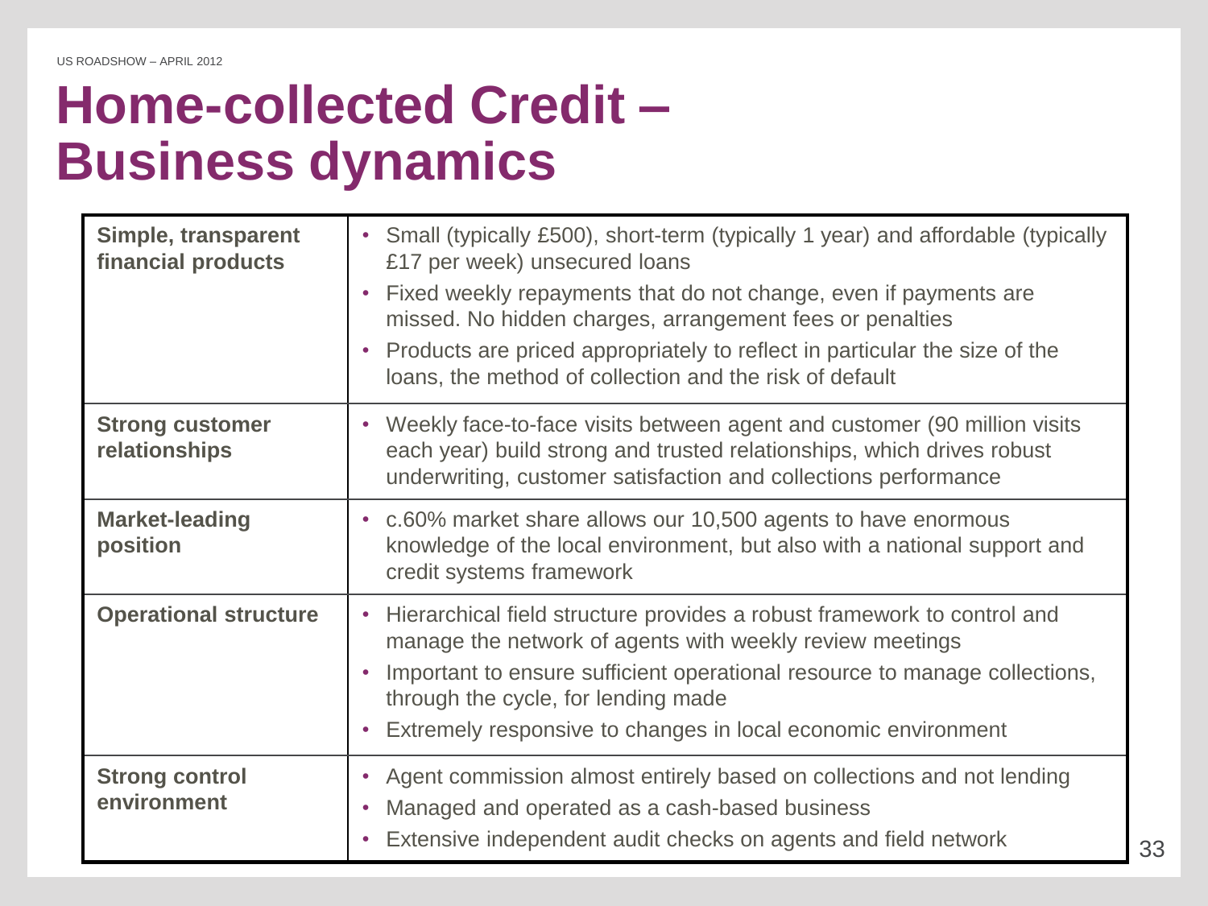# Home-collected Credit – Business dynamics

| | |
|---|---|
| **Simple, transparent financial products** | • Small (typically £500), short-term (typically 1 year) and affordable (typically £17 per week) unsecured loans<br>• Fixed weekly repayments that do not change, even if payments are missed. No hidden charges, arrangement fees or penalties<br>• Products are priced appropriately to reflect in particular the size of the loans, the method of collection and the risk of default |
| **Strong customer relationships** | • Weekly face-to-face visits between agent and customer (90 million visits each year) build strong and trusted relationships, which drives robust underwriting, customer satisfaction and collections performance |
| **Market-leading position** | • c.60% market share allows our 10,500 agents to have enormous knowledge of the local environment, but also with a national support and credit systems framework |
| **Operational structure** | • Hierarchical field structure provides a robust framework to control and manage the network of agents with weekly review meetings<br>• Important to ensure sufficient operational resource to manage collections, through the cycle, for lending made<br>• Extremely responsive to changes in local economic environment |
| **Strong control environment** | • Agent commission almost entirely based on collections and not lending<br>• Managed and operated as a cash-based business<br>• Extensive independent audit checks on agents and field network |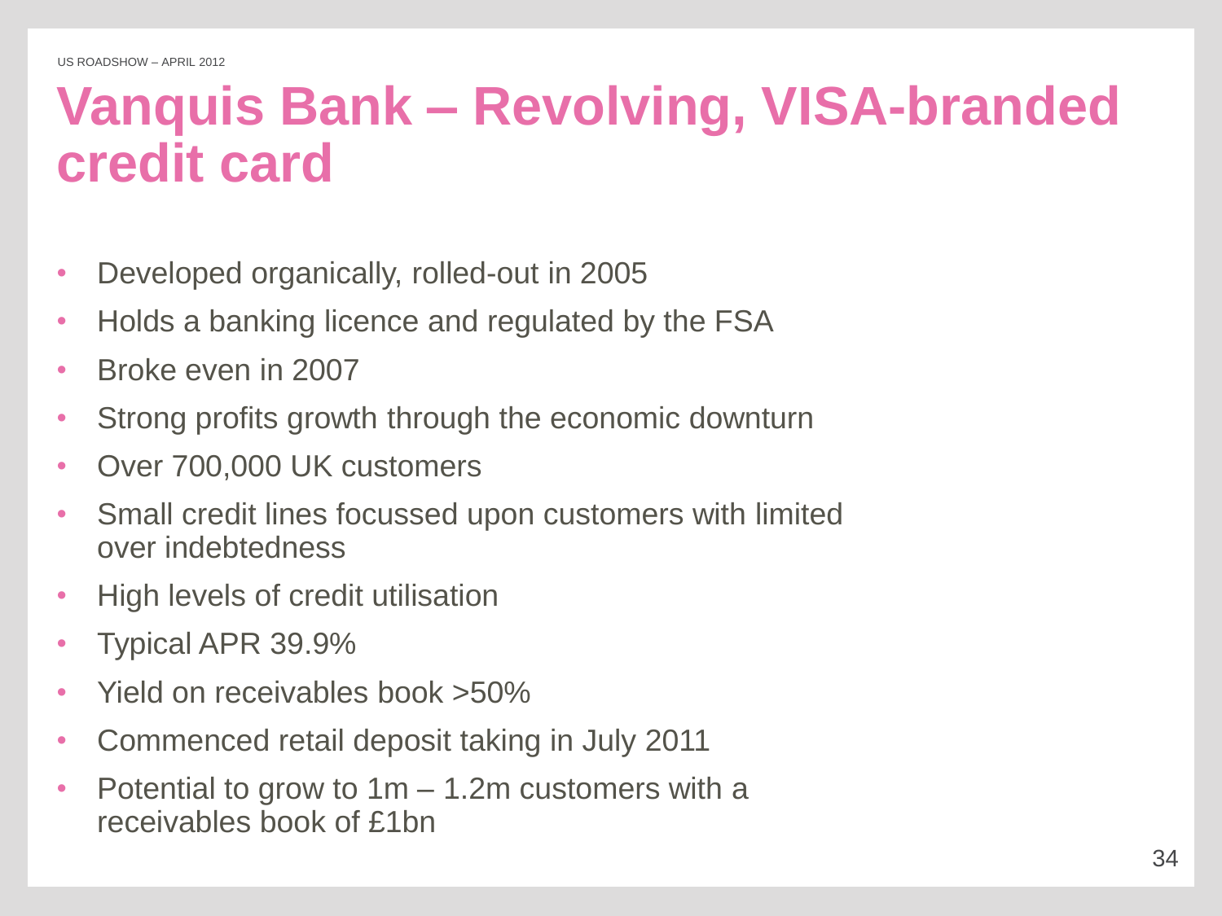# Vanquis Bank – Revolving, VISA-branded credit card

- Developed organically, rolled-out in 2005
- Holds a banking licence and regulated by the FSA
- Broke even in 2007
- Strong profits growth through the economic downturn
- Over 700,000 UK customers
- Small credit lines focussed upon customers with limited over indebtedness
- High levels of credit utilisation
- Typical APR 39.9%
- Yield on receivables book >50%
- Commenced retail deposit taking in July 2011
- Potential to grow to 1m – 1.2m customers with a receivables book of £1bn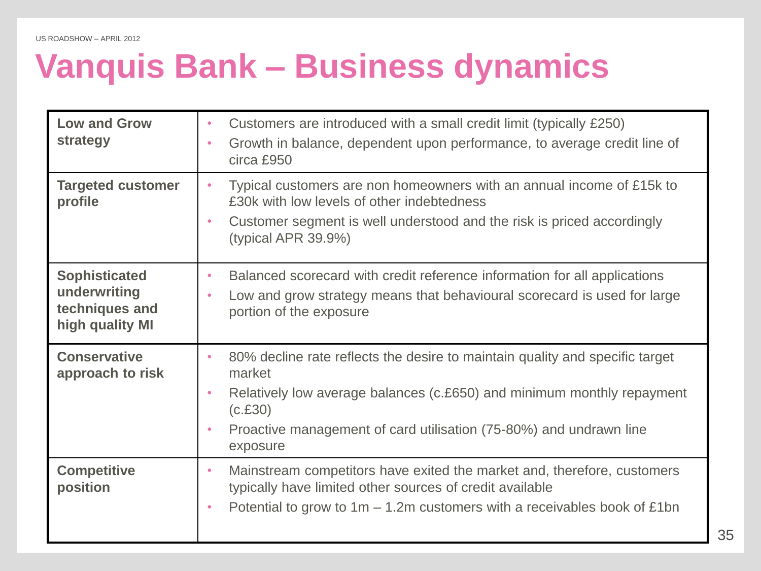# Vanquis Bank – Business dynamics

| | |
|---|---|
| **Low and Grow strategy** | • Customers are introduced with a small credit limit (typically £250)<br>• Growth in balance, dependent upon performance, to average credit line of circa £950 |
| **Targeted customer profile** | • Typical customers are non homeowners with an annual income of £15k to £30k with low levels of other indebtedness<br>• Customer segment is well understood and the risk is priced accordingly (typical APR 39.9%) |
| **Sophisticated underwriting techniques and high quality MI** | • Balanced scorecard with credit reference information for all applications<br>• Low and grow strategy means that behavioural scorecard is used for large portion of the exposure |
| **Conservative approach to risk** | • 80% decline rate reflects the desire to maintain quality and specific target market<br>• Relatively low average balances (c.£650) and minimum monthly repayment (c.£30)<br>• Proactive management of card utilisation (75-80%) and undrawn line exposure |
| **Competitive position** | • Mainstream competitors have exited the market and, therefore, customers typically have limited other sources of credit available<br>• Potential to grow to 1m – 1.2m customers with a receivables book of £1bn |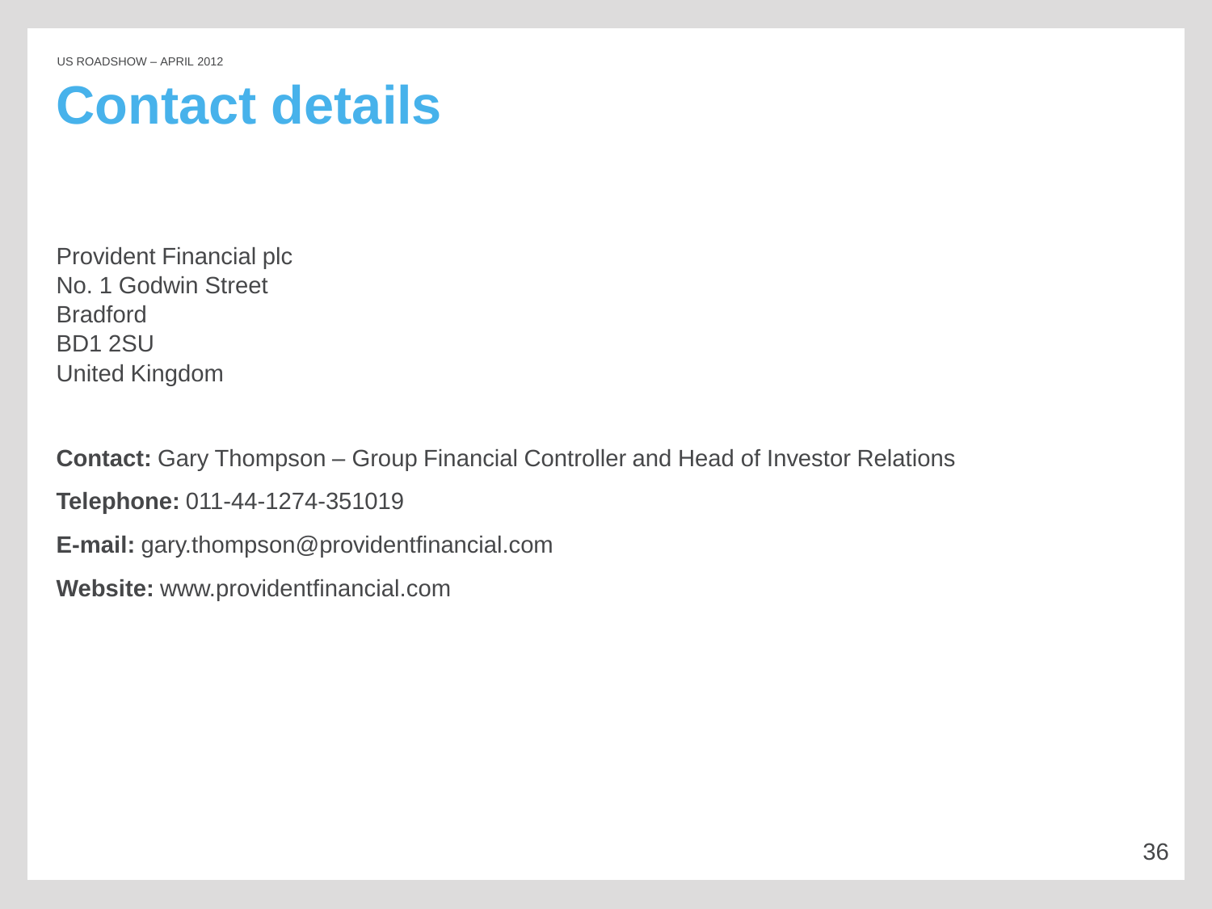# Contact details

Provident Financial plc
No. 1 Godwin Street
Bradford
BD1 2SU
United Kingdom

**Contact:** Gary Thompson – Group Financial Controller and Head of Investor Relations

**Telephone:** 011-44-1274-351019

**E-mail:** gary.thompson@providentfinancial.com

**Website:** www.providentfinancial.com